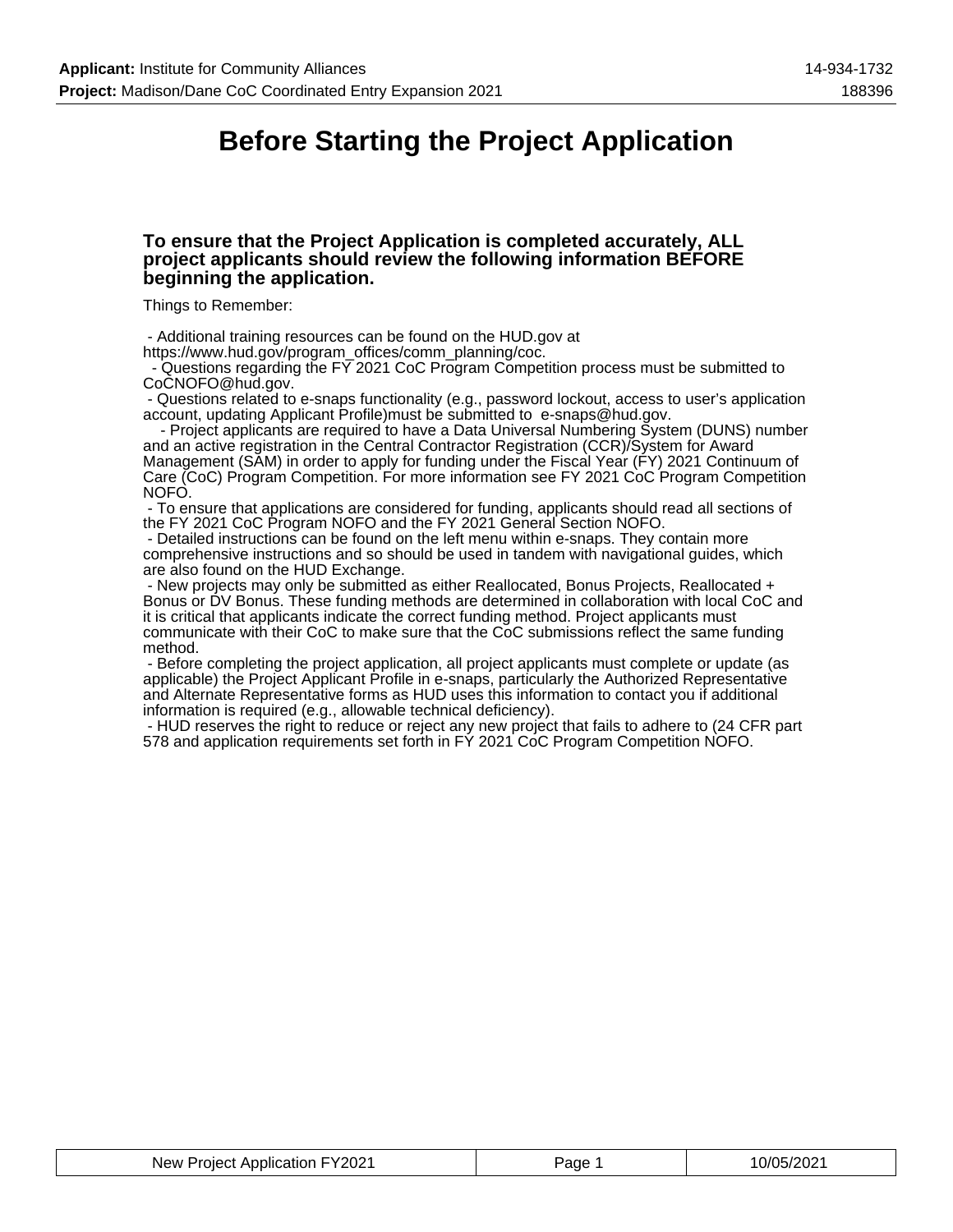# Before Starting the Project Application

### To ensure that the Project Application is completed accurately, ALL project applicants should review the following information BEFORE beginning the application.

Things to Remember:

- Additional training resources can be found on the HUD.gov at https://www.hud.gov/program_offices/comm_planning/coc.
- Questions regarding the FY 2021 CoC Program Competition process must be submitted to CoCNOFO@hud.gov.
- Questions related to e-snaps functionality (e.g., password lockout, access to user's application account, updating Applicant Profile)must be submitted to e-snaps@hud.gov.
- Project applicants are required to have a Data Universal Numbering System (DUNS) number and an active registration in the Central Contractor Registration (CCR)/System for Award Management (SAM) in order to apply for funding under the Fiscal Year (FY) 2021 Continuum of Care (CoC) Program Competition. For more information see FY 2021 CoC Program Competition NOFO.
- To ensure that applications are considered for funding, applicants should read all sections of the FY 2021 CoC Program NOFO and the FY 2021 General Section NOFO.
- Detailed instructions can be found on the left menu within e-snaps. They contain more comprehensive instructions and so should be used in tandem with navigational guides, which are also found on the HUD Exchange.
- New projects may only be submitted as either Reallocated, Bonus Projects, Reallocated + Bonus or DV Bonus. These funding methods are determined in collaboration with local CoC and it is critical that applicants indicate the correct funding method. Project applicants must communicate with their CoC to make sure that the CoC submissions reflect the same funding method.
- Before completing the project application, all project applicants must complete or update (as applicable) the Project Applicant Profile in e-snaps, particularly the Authorized Representative and Alternate Representative forms as HUD uses this information to contact you if additional information is required (e.g., allowable technical deficiency).
- HUD reserves the right to reduce or reject any new project that fails to adhere to (24 CFR part 578 and application requirements set forth in FY 2021 CoC Program Competition NOFO.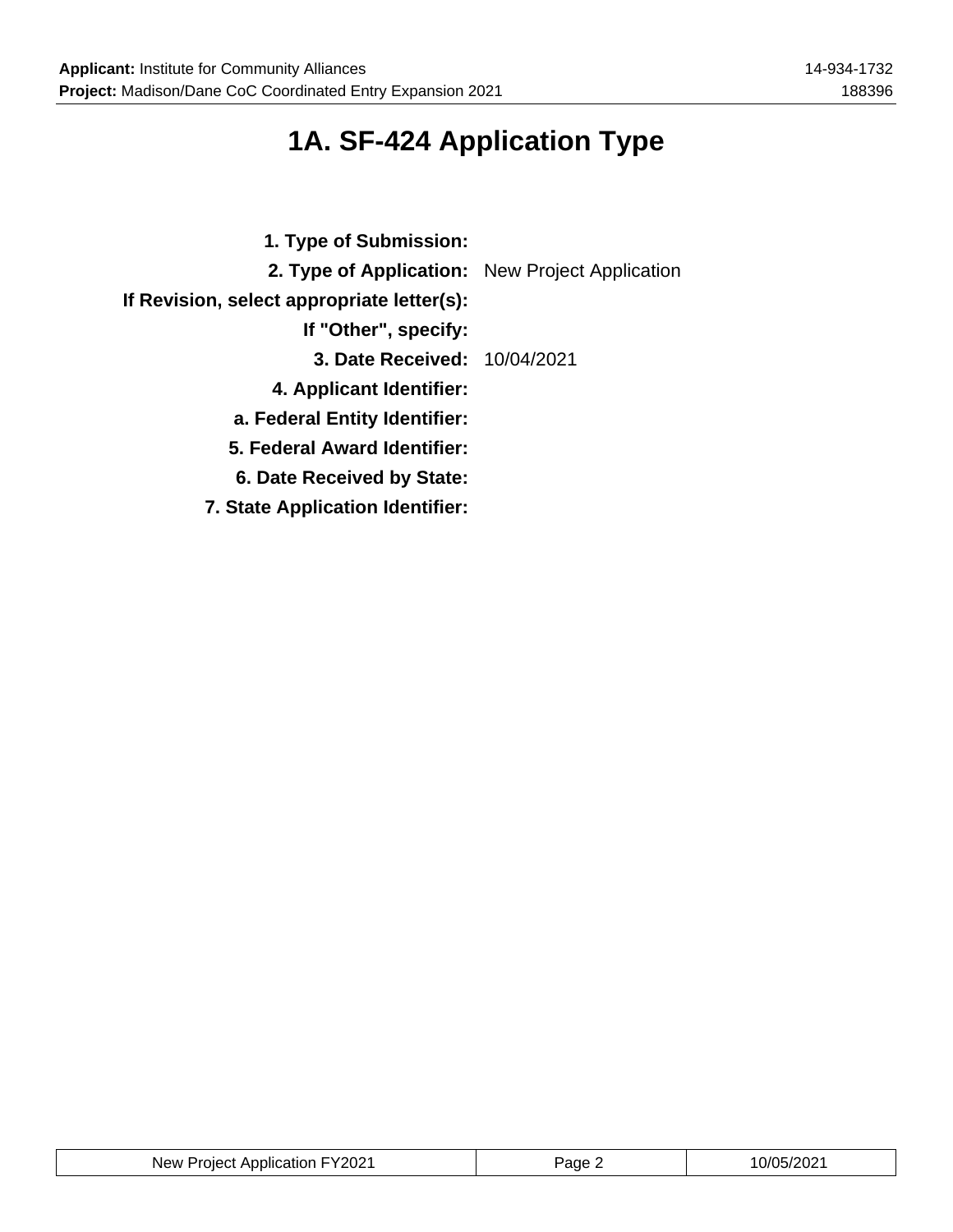# 1A. SF-424 Application Type

**1. Type of Submission:**

**2. Type of Application:** New Project Application

**If Revision, select appropriate letter(s):**

**If "Other", specify:**

**3. Date Received:** 10/04/2021

**4. Applicant Identifier:**

**a. Federal Entity Identifier:**

**5. Federal Award Identifier:**

**6. Date Received by State:**

**7. State Application Identifier:**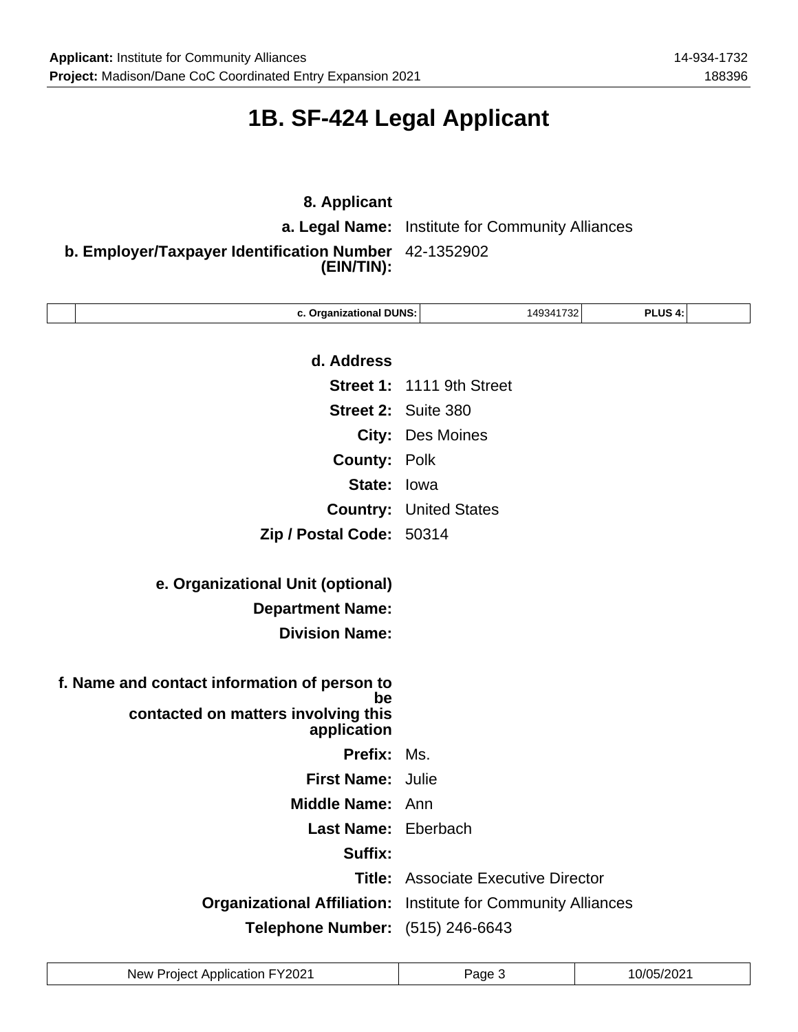# 1B. SF-424 Legal Applicant

**8. Applicant**

**a. Legal Name:** Institute for Community Alliances

**b. Employer/Taxpayer Identification Number (EIN/TIN):** 42-1352902

| | c. Organizational DUNS: | 149341732 | PLUS 4: | |
|---|---|---|---|---|

**d. Address**

**Street 1:** 1111 9th Street

**Street 2:** Suite 380

**City:** Des Moines

**County:** Polk

**State:** Iowa

**Country:** United States

**Zip / Postal Code:** 50314

**e. Organizational Unit (optional)**

**Department Name:**

**Division Name:**

**f. Name and contact information of person to be contacted on matters involving this application**

**Prefix:** Ms.

**First Name:** Julie

**Middle Name:** Ann

**Last Name:** Eberbach

**Suffix:**

**Title:** Associate Executive Director

**Organizational Affiliation:** Institute for Community Alliances

**Telephone Number:** (515) 246-6643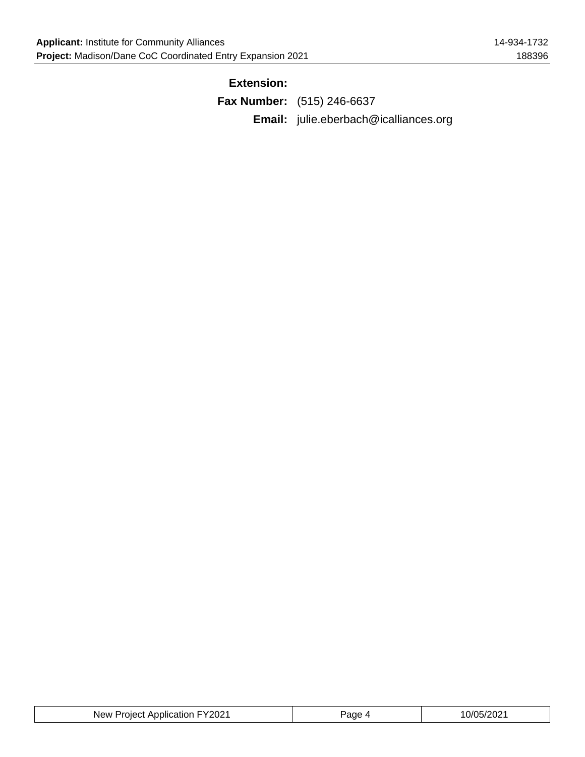**Extension:**

**Fax Number:** (515) 246-6637

**Email:** julie.eberbach@icalliances.org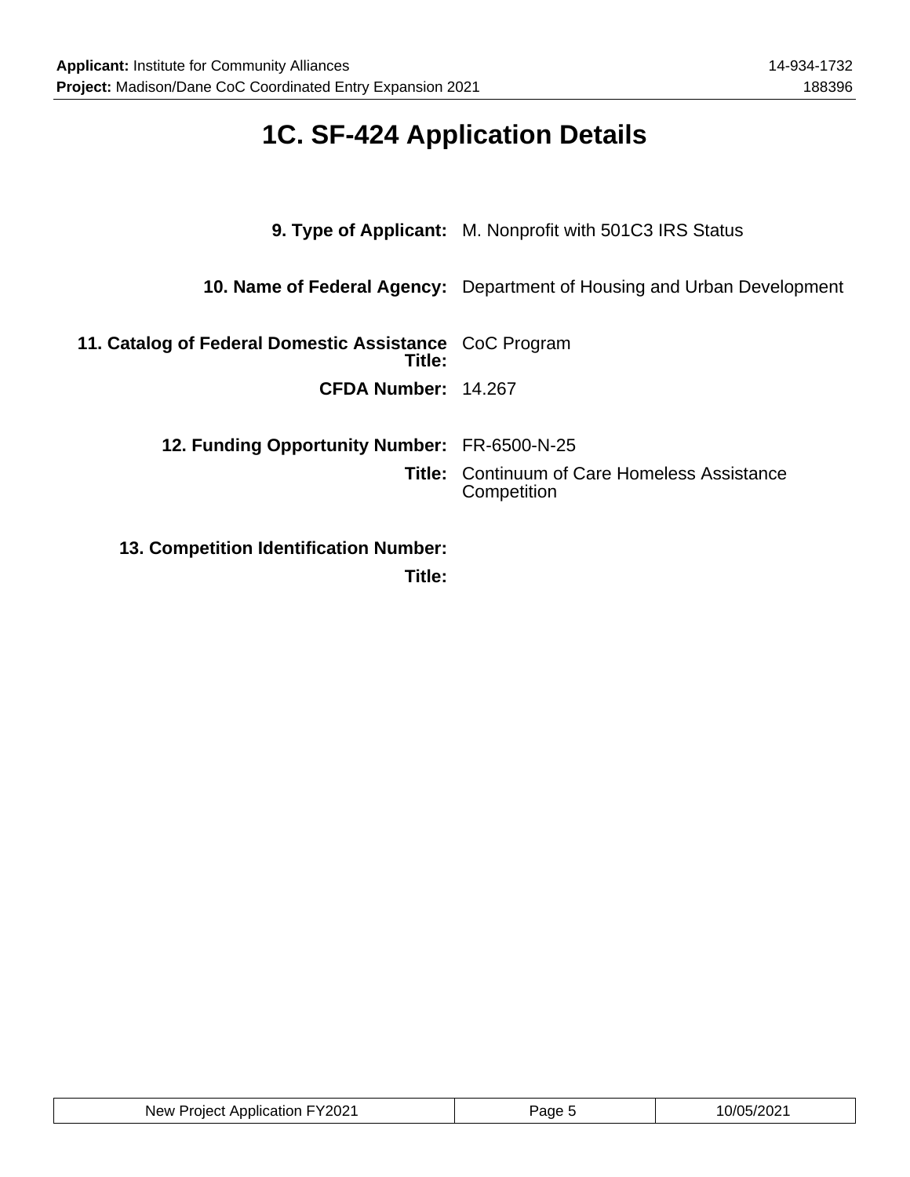# 1C. SF-424 Application Details

**9. Type of Applicant:** M. Nonprofit with 501C3 IRS Status

**10. Name of Federal Agency:** Department of Housing and Urban Development

**11. Catalog of Federal Domestic Assistance Title:** CoC Program

**CFDA Number:** 14.267

**12. Funding Opportunity Number:** FR-6500-N-25

**Title:** Continuum of Care Homeless Assistance Competition

**13. Competition Identification Number:**

**Title:**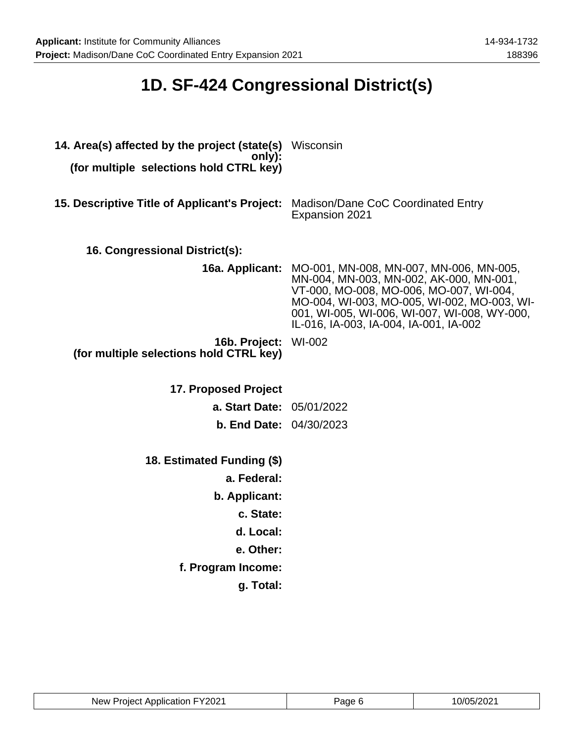# 1D. SF-424 Congressional District(s)

**14. Area(s) affected by the project (state(s) only): (for multiple selections hold CTRL key)** Wisconsin

**15. Descriptive Title of Applicant's Project:** Madison/Dane CoC Coordinated Entry Expansion 2021

**16. Congressional District(s):**

**16a. Applicant:** MO-001, MN-008, MN-007, MN-006, MN-005, MN-004, MN-003, MN-002, AK-000, MN-001, VT-000, MO-008, MO-006, MO-007, WI-004, MO-004, WI-003, MO-005, WI-002, MO-003, WI-001, WI-005, WI-006, WI-007, WI-008, WY-000, IL-016, IA-003, IA-004, IA-001, IA-002

**16b. Project: (for multiple selections hold CTRL key)** WI-002

**17. Proposed Project**

**a. Start Date:** 05/01/2022

**b. End Date:** 04/30/2023

**18. Estimated Funding ($)**

**a. Federal:**

**b. Applicant:**

**c. State:**

**d. Local:**

**e. Other:**

**f. Program Income:**

**g. Total:**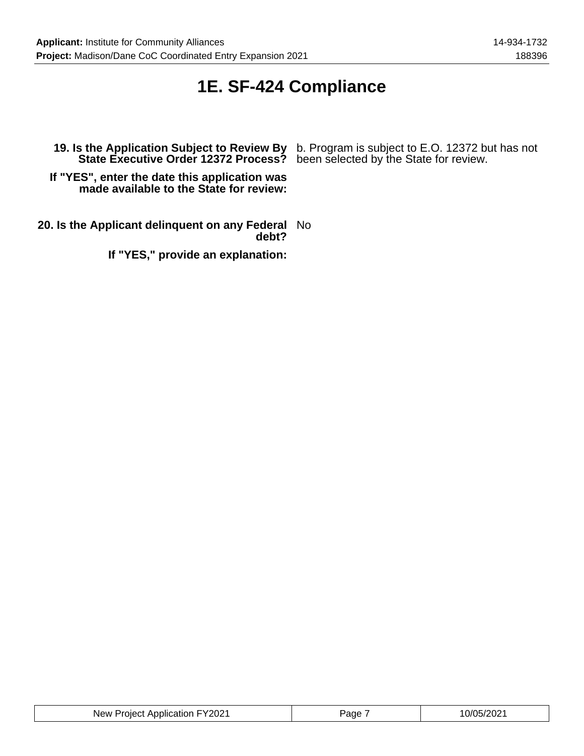# 1E. SF-424 Compliance

**19. Is the Application Subject to Review By State Executive Order 12372 Process?** b. Program is subject to E.O. 12372 but has not been selected by the State for review.

**If "YES", enter the date this application was made available to the State for review:**

**20. Is the Applicant delinquent on any Federal debt?** No

**If "YES," provide an explanation:**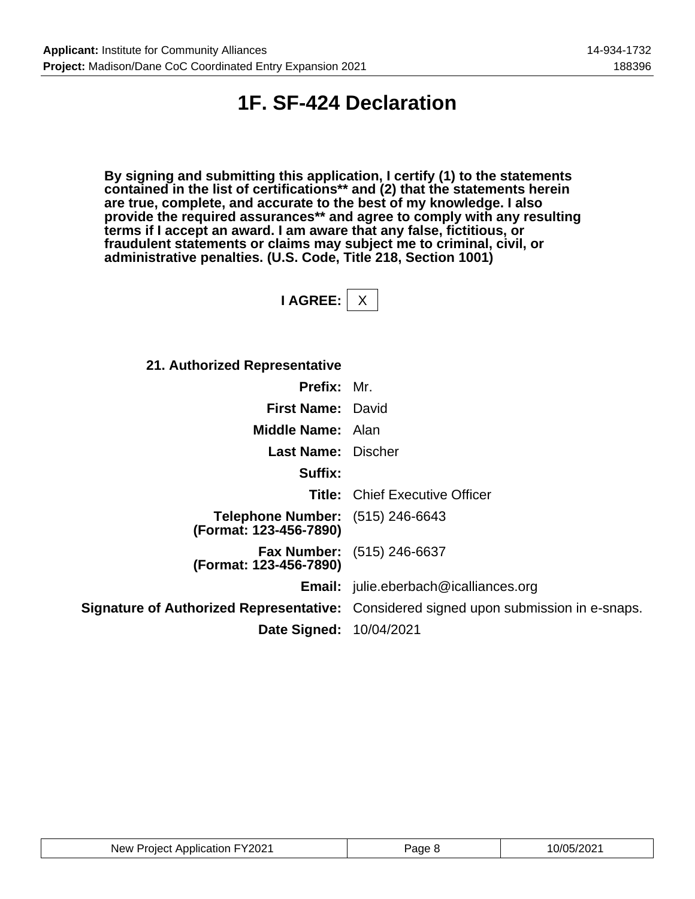# 1F. SF-424 Declaration

**By signing and submitting this application, I certify (1) to the statements contained in the list of certifications** and (2) that the statements herein are true, complete, and accurate to the best of my knowledge. I also provide the required assurances** and agree to comply with any resulting terms if I accept an award. I am aware that any false, fictitious, or fraudulent statements or claims may subject me to criminal, civil, or administrative penalties. (U.S. Code, Title 218, Section 1001)**

**I AGREE:** X

**21. Authorized Representative**

| | |
|---|---|
| **Prefix:** | Mr. |
| **First Name:** | David |
| **Middle Name:** | Alan |
| **Last Name:** | Discher |
| **Suffix:** | |
| **Title:** | Chief Executive Officer |
| **Telephone Number: (Format: 123-456-7890)** | (515) 246-6643 |
| **Fax Number: (Format: 123-456-7890)** | (515) 246-6637 |
| **Email:** | julie.eberbach@icalliances.org |
| **Signature of Authorized Representative:** | Considered signed upon submission in e-snaps. |
| **Date Signed:** | 10/04/2021 |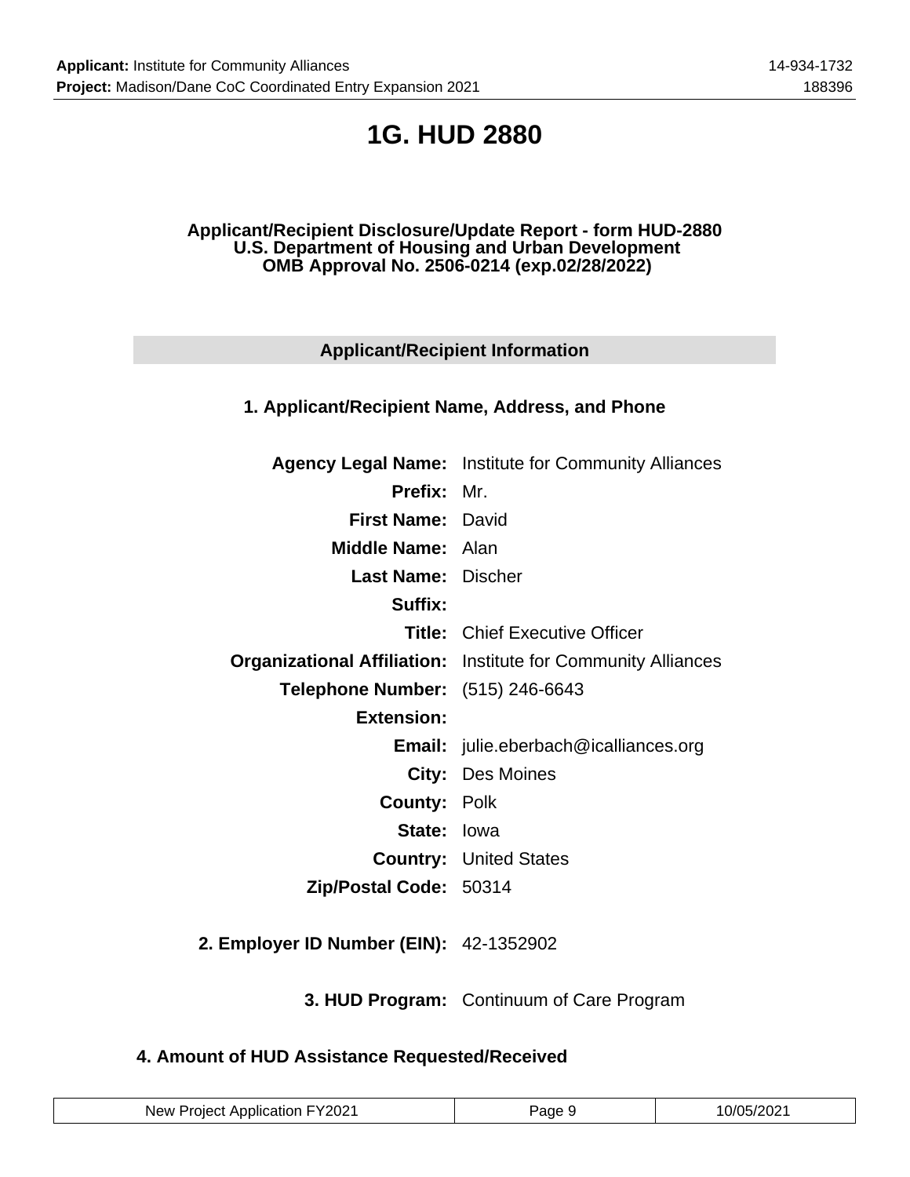# 1G. HUD 2880

**Applicant/Recipient Disclosure/Update Report - form HUD-2880**
**U.S. Department of Housing and Urban Development**
**OMB Approval No. 2506-0214 (exp.02/28/2022)**

## Applicant/Recipient Information

### 1. Applicant/Recipient Name, Address, and Phone

| | |
|---|---|
| **Agency Legal Name:** | Institute for Community Alliances |
| **Prefix:** | Mr. |
| **First Name:** | David |
| **Middle Name:** | Alan |
| **Last Name:** | Discher |
| **Suffix:** | |
| **Title:** | Chief Executive Officer |
| **Organizational Affiliation:** | Institute for Community Alliances |
| **Telephone Number:** | (515) 246-6643 |
| **Extension:** | |
| **Email:** | julie.eberbach@icalliances.org |
| **City:** | Des Moines |
| **County:** | Polk |
| **State:** | Iowa |
| **Country:** | United States |
| **Zip/Postal Code:** | 50314 |

**2. Employer ID Number (EIN):** 42-1352902

**3. HUD Program:** Continuum of Care Program

### 4. Amount of HUD Assistance Requested/Received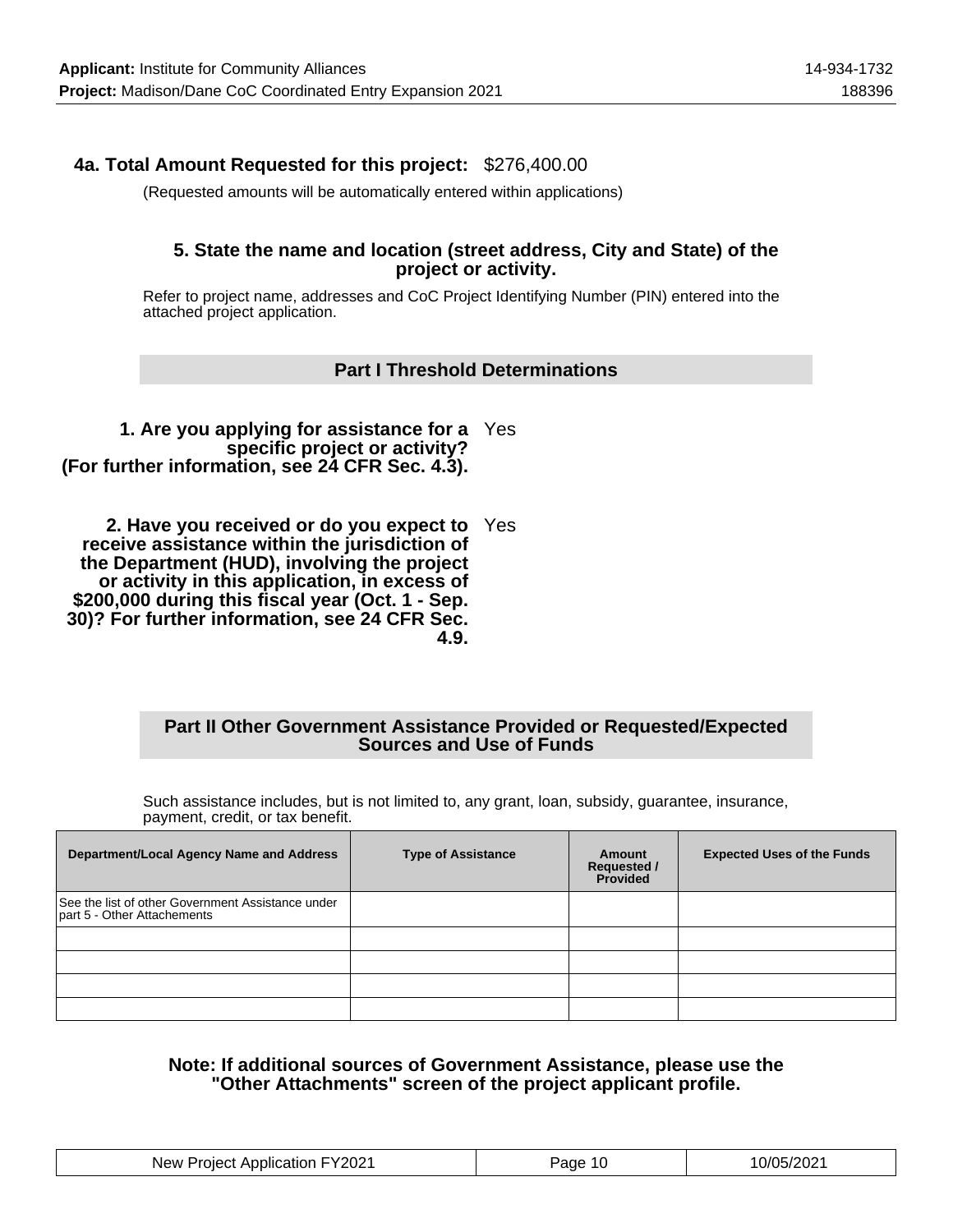**4a. Total Amount Requested for this project:** $276,400.00

(Requested amounts will be automatically entered within applications)

**5. State the name and location (street address, City and State) of the project or activity.**

Refer to project name, addresses and CoC Project Identifying Number (PIN) entered into the attached project application.

## Part I Threshold Determinations

**1. Are you applying for assistance for a specific project or activity? (For further information, see 24 CFR Sec. 4.3).** Yes

**2. Have you received or do you expect to receive assistance within the jurisdiction of the Department (HUD), involving the project or activity in this application, in excess of $200,000 during this fiscal year (Oct. 1 - Sep. 30)? For further information, see 24 CFR Sec. 4.9.** Yes

## Part II Other Government Assistance Provided or Requested/Expected Sources and Use of Funds

Such assistance includes, but is not limited to, any grant, loan, subsidy, guarantee, insurance, payment, credit, or tax benefit.

| Department/Local Agency Name and Address | Type of Assistance | Amount Requested / Provided | Expected Uses of the Funds |
|---|---|---|---|
| See the list of other Government Assistance under part 5 - Other Attachements | | | |
| | | | |
| | | | |
| | | | |
| | | | |

**Note: If additional sources of Government Assistance, please use the "Other Attachments" screen of the project applicant profile.**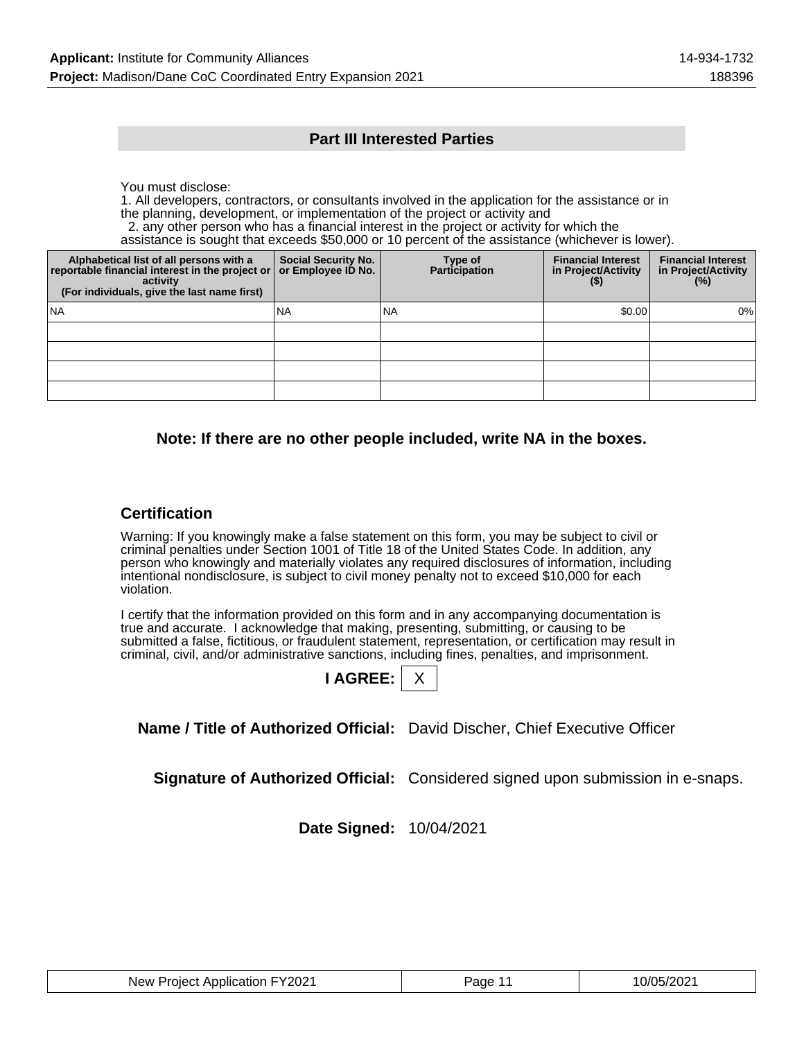## Part III Interested Parties

You must disclose:
1. All developers, contractors, or consultants involved in the application for the assistance or in the planning, development, or implementation of the project or activity and
2. any other person who has a financial interest in the project or activity for which the assistance is sought that exceeds $50,000 or 10 percent of the assistance (whichever is lower).

| Alphabetical list of all persons with a reportable financial interest in the project or activity (For individuals, give the last name first) | Social Security No. or Employee ID No. | Type of Participation | Financial Interest in Project/Activity ($) | Financial Interest in Project/Activity (%) |
|---|---|---|---|---|
| NA | NA | NA | $0.00 | 0% |
| | | | | |
| | | | | |
| | | | | |
| | | | | |

**Note: If there are no other people included, write NA in the boxes.**

### Certification

Warning: If you knowingly make a false statement on this form, you may be subject to civil or criminal penalties under Section 1001 of Title 18 of the United States Code. In addition, any person who knowingly and materially violates any required disclosures of information, including intentional nondisclosure, is subject to civil money penalty not to exceed $10,000 for each violation.

I certify that the information provided on this form and in any accompanying documentation is true and accurate. I acknowledge that making, presenting, submitting, or causing to be submitted a false, fictitious, or fraudulent statement, representation, or certification may result in criminal, civil, and/or administrative sanctions, including fines, penalties, and imprisonment.

**I AGREE:** X

**Name / Title of Authorized Official:** David Discher, Chief Executive Officer

**Signature of Authorized Official:** Considered signed upon submission in e-snaps.

**Date Signed:** 10/04/2021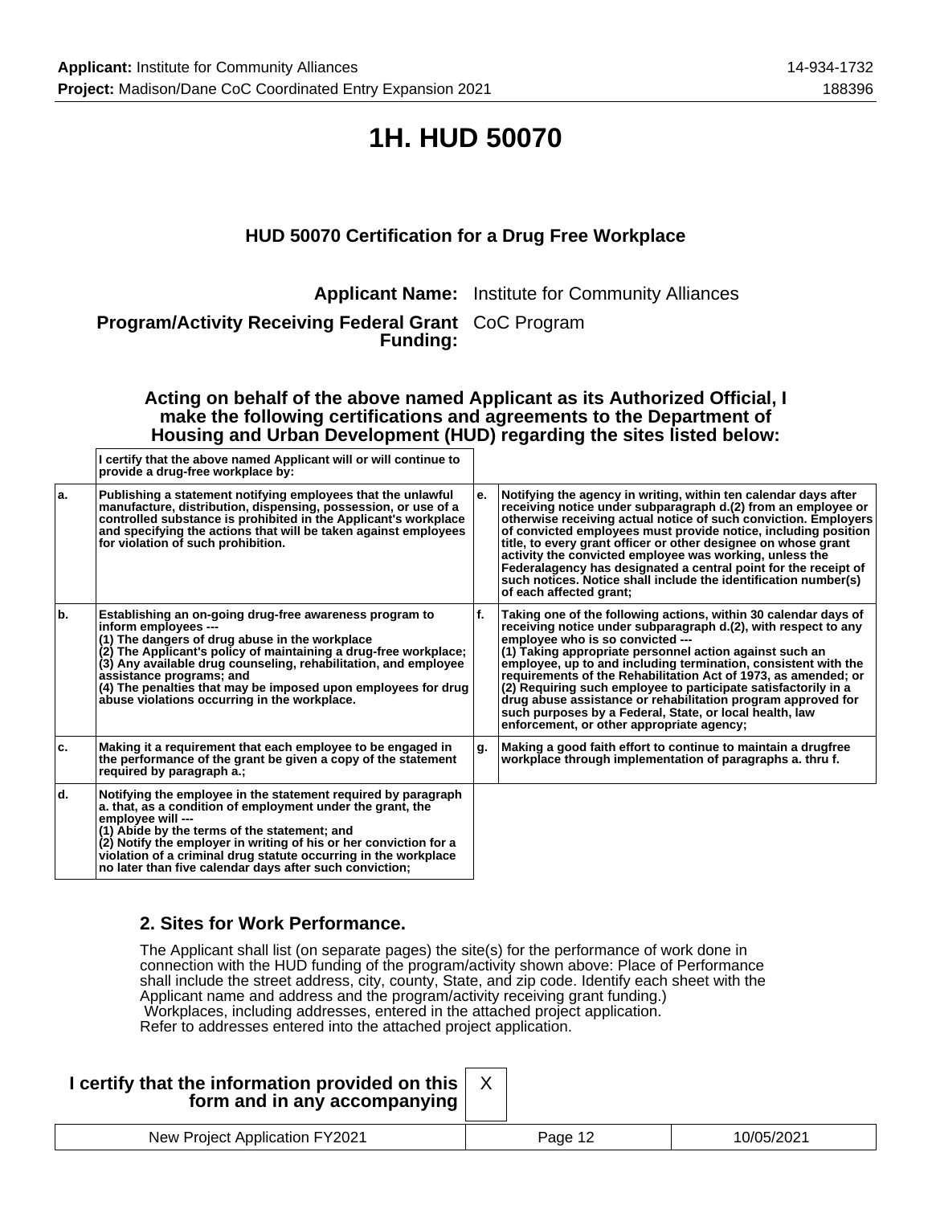# 1H. HUD 50070

### HUD 50070 Certification for a Drug Free Workplace

**Applicant Name:** Institute for Community Alliances

**Program/Activity Receiving Federal Grant Funding:** CoC Program

**Acting on behalf of the above named Applicant as its Authorized Official, I make the following certifications and agreements to the Department of Housing and Urban Development (HUD) regarding the sites listed below:**

| | I certify that the above named Applicant will or will continue to provide a drug-free workplace by: | | |
|---|---|---|---|
| a. | Publishing a statement notifying employees that the unlawful manufacture, distribution, dispensing, possession, or use of a controlled substance is prohibited in the Applicant's workplace and specifying the actions that will be taken against employees for violation of such prohibition. | e. | Notifying the agency in writing, within ten calendar days after receiving notice under subparagraph d.(2) from an employee or otherwise receiving actual notice of such conviction. Employers of convicted employees must provide notice, including position title, to every grant officer or other designee on whose grant activity the convicted employee was working, unless the Federalagency has designated a central point for the receipt of such notices. Notice shall include the identification number(s) of each affected grant; |
| b. | Establishing an on-going drug-free awareness program to inform employees ---<br>(1) The dangers of drug abuse in the workplace<br>(2) The Applicant's policy of maintaining a drug-free workplace;<br>(3) Any available drug counseling, rehabilitation, and employee assistance programs; and<br>(4) The penalties that may be imposed upon employees for drug abuse violations occurring in the workplace. | f. | Taking one of the following actions, within 30 calendar days of receiving notice under subparagraph d.(2), with respect to any employee who is so convicted ---<br>(1) Taking appropriate personnel action against such an employee, up to and including termination, consistent with the requirements of the Rehabilitation Act of 1973, as amended; or<br>(2) Requiring such employee to participate satisfactorily in a drug abuse assistance or rehabilitation program approved for such purposes by a Federal, State, or local health, law enforcement, or other appropriate agency; |
| c. | Making it a requirement that each employee to be engaged in the performance of the grant be given a copy of the statement required by paragraph a.; | g. | Making a good faith effort to continue to maintain a drugfree workplace through implementation of paragraphs a. thru f. |
| d. | Notifying the employee in the statement required by paragraph a. that, as a condition of employment under the grant, the employee will ---<br>(1) Abide by the terms of the statement; and<br>(2) Notify the employer in writing of his or her conviction for a violation of a criminal drug statute occurring in the workplace no later than five calendar days after such conviction; | | |

### 2. Sites for Work Performance.

The Applicant shall list (on separate pages) the site(s) for the performance of work done in connection with the HUD funding of the program/activity shown above: Place of Performance shall include the street address, city, county, State, and zip code. Identify each sheet with the Applicant name and address and the program/activity receiving grant funding.)
Workplaces, including addresses, entered in the attached project application.
Refer to addresses entered into the attached project application.

**I certify that the information provided on this form and in any accompanying** X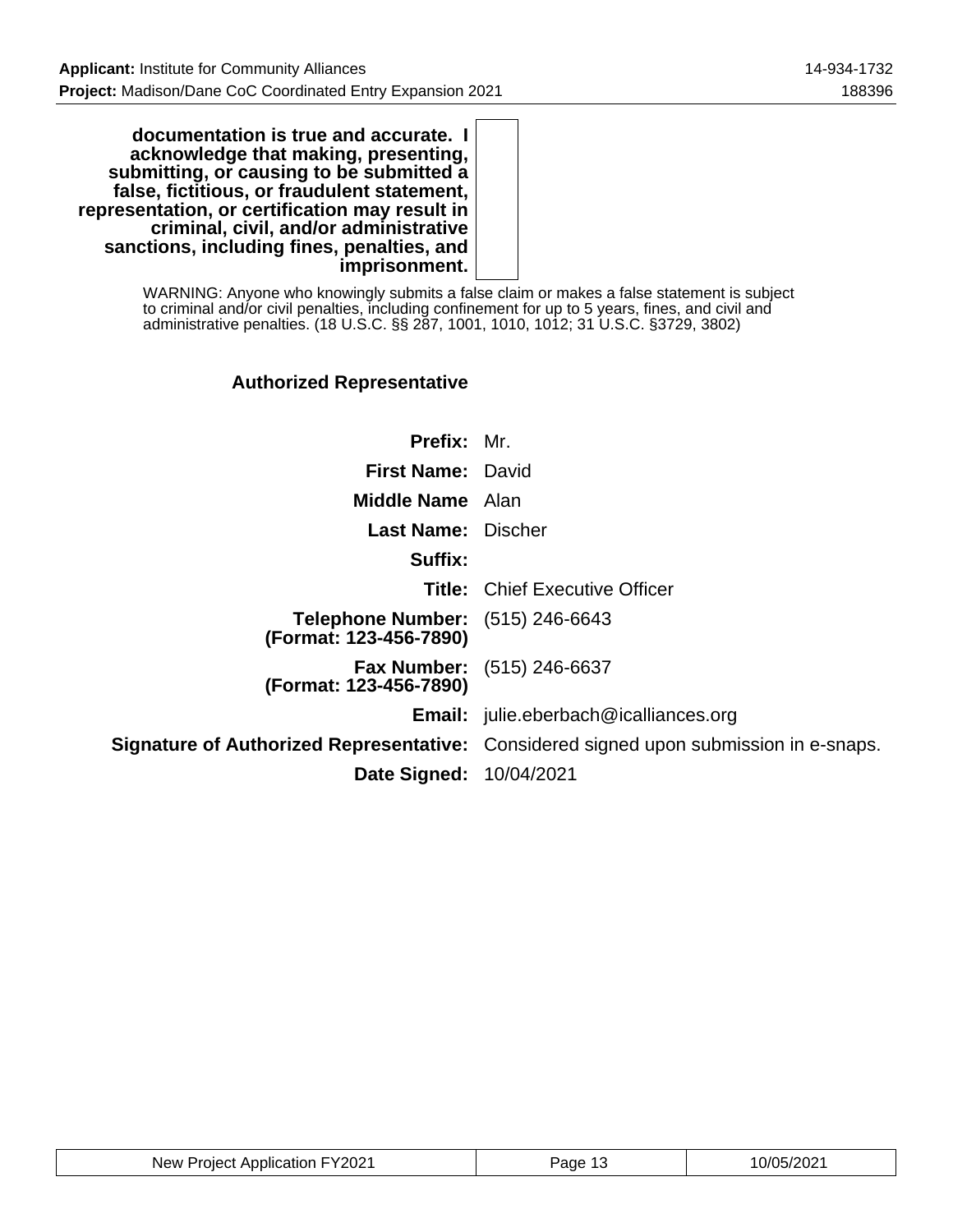| | |
|---|---|
| **documentation is true and accurate. I acknowledge that making, presenting, submitting, or causing to be submitted a false, fictitious, or fraudulent statement, representation, or certification may result in criminal, civil, and/or administrative sanctions, including fines, penalties, and imprisonment.** | |

WARNING: Anyone who knowingly submits a false claim or makes a false statement is subject to criminal and/or civil penalties, including confinement for up to 5 years, fines, and civil and administrative penalties. (18 U.S.C. §§ 287, 1001, 1010, 1012; 31 U.S.C. §3729, 3802)

## Authorized Representative

| | |
|---|---|
| **Prefix:** | Mr. |
| **First Name:** | David |
| **Middle Name** | Alan |
| **Last Name:** | Discher |
| **Suffix:** | |
| **Title:** | Chief Executive Officer |
| **Telephone Number: (Format: 123-456-7890)** | (515) 246-6643 |
| **Fax Number: (Format: 123-456-7890)** | (515) 246-6637 |
| **Email:** | julie.eberbach@icalliances.org |
| **Signature of Authorized Representative:** | Considered signed upon submission in e-snaps. |
| **Date Signed:** | 10/04/2021 |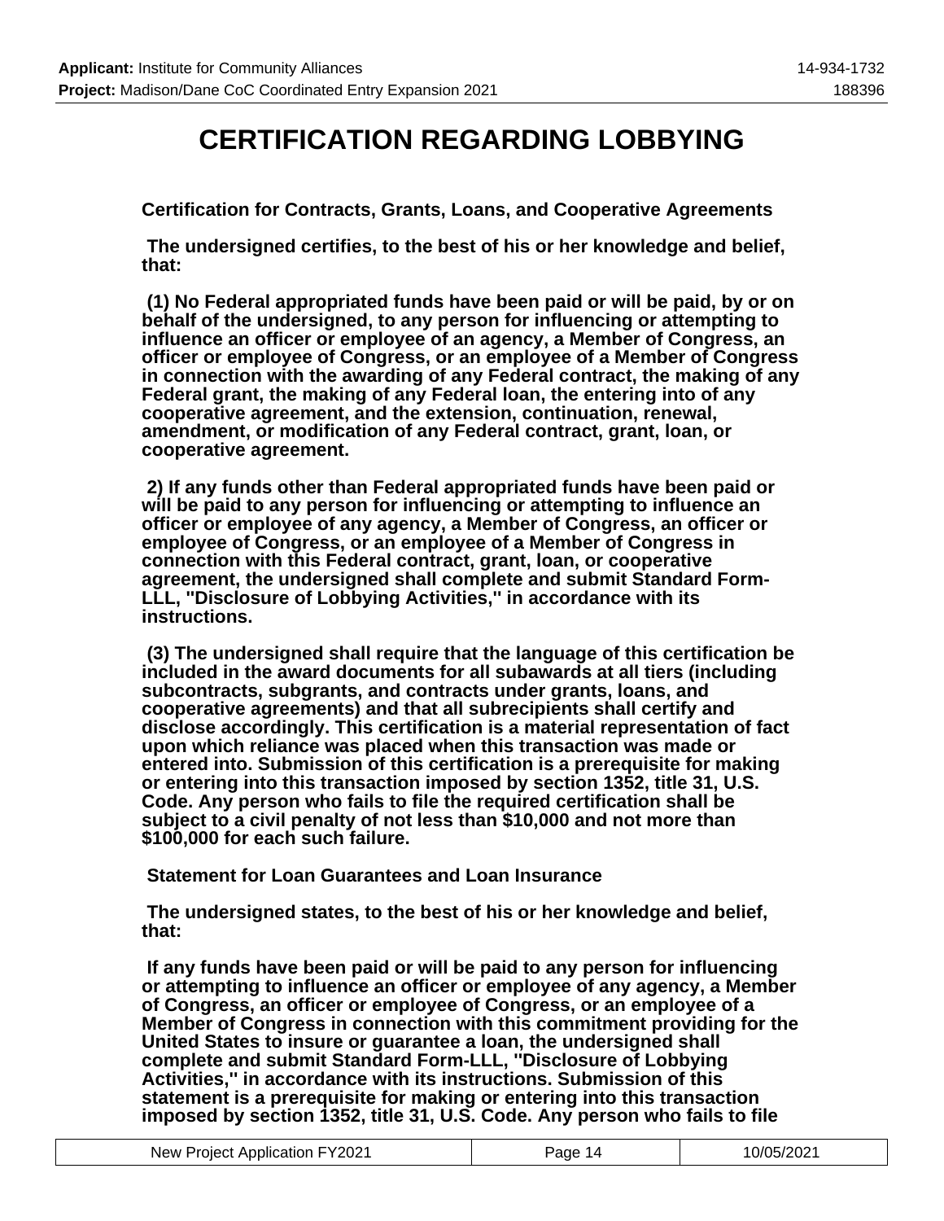# CERTIFICATION REGARDING LOBBYING

**Certification for Contracts, Grants, Loans, and Cooperative Agreements**

**The undersigned certifies, to the best of his or her knowledge and belief, that:**

**(1) No Federal appropriated funds have been paid or will be paid, by or on behalf of the undersigned, to any person for influencing or attempting to influence an officer or employee of an agency, a Member of Congress, an officer or employee of Congress, or an employee of a Member of Congress in connection with the awarding of any Federal contract, the making of any Federal grant, the making of any Federal loan, the entering into of any cooperative agreement, and the extension, continuation, renewal, amendment, or modification of any Federal contract, grant, loan, or cooperative agreement.**

**2) If any funds other than Federal appropriated funds have been paid or will be paid to any person for influencing or attempting to influence an officer or employee of any agency, a Member of Congress, an officer or employee of Congress, or an employee of a Member of Congress in connection with this Federal contract, grant, loan, or cooperative agreement, the undersigned shall complete and submit Standard Form-LLL, "Disclosure of Lobbying Activities," in accordance with its instructions.**

**(3) The undersigned shall require that the language of this certification be included in the award documents for all subawards at all tiers (including subcontracts, subgrants, and contracts under grants, loans, and cooperative agreements) and that all subrecipients shall certify and disclose accordingly. This certification is a material representation of fact upon which reliance was placed when this transaction was made or entered into. Submission of this certification is a prerequisite for making or entering into this transaction imposed by section 1352, title 31, U.S. Code. Any person who fails to file the required certification shall be subject to a civil penalty of not less than $10,000 and not more than $100,000 for each such failure.**

**Statement for Loan Guarantees and Loan Insurance**

**The undersigned states, to the best of his or her knowledge and belief, that:**

**If any funds have been paid or will be paid to any person for influencing or attempting to influence an officer or employee of any agency, a Member of Congress, an officer or employee of Congress, or an employee of a Member of Congress in connection with this commitment providing for the United States to insure or guarantee a loan, the undersigned shall complete and submit Standard Form-LLL, "Disclosure of Lobbying Activities," in accordance with its instructions. Submission of this statement is a prerequisite for making or entering into this transaction imposed by section 1352, title 31, U.S. Code. Any person who fails to file**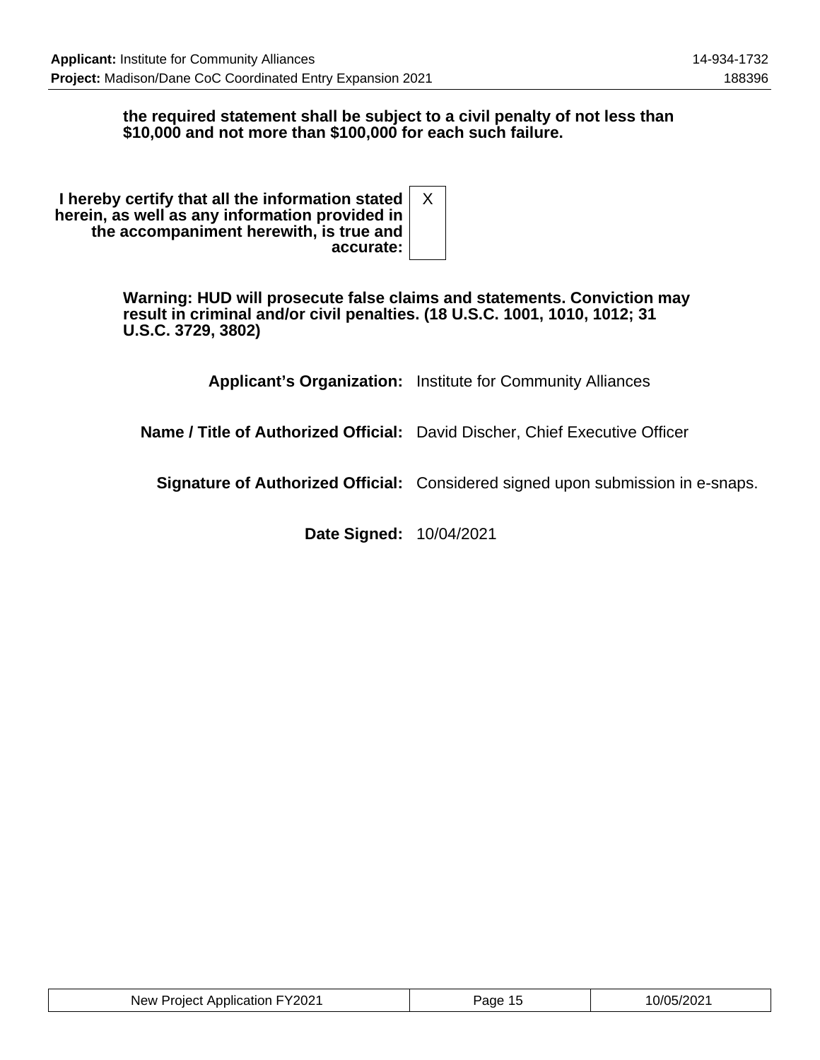**the required statement shall be subject to a civil penalty of not less than $10,000 and not more than $100,000 for each such failure.**

| | |
|---|---|
| **I hereby certify that all the information stated herein, as well as any information provided in the accompaniment herewith, is true and accurate:** | X |

**Warning: HUD will prosecute false claims and statements. Conviction may result in criminal and/or civil penalties. (18 U.S.C. 1001, 1010, 1012; 31 U.S.C. 3729, 3802)**

| | |
|---|---|
| **Applicant's Organization:** | Institute for Community Alliances |
| **Name / Title of Authorized Official:** | David Discher, Chief Executive Officer |
| **Signature of Authorized Official:** | Considered signed upon submission in e-snaps. |
| **Date Signed:** | 10/04/2021 |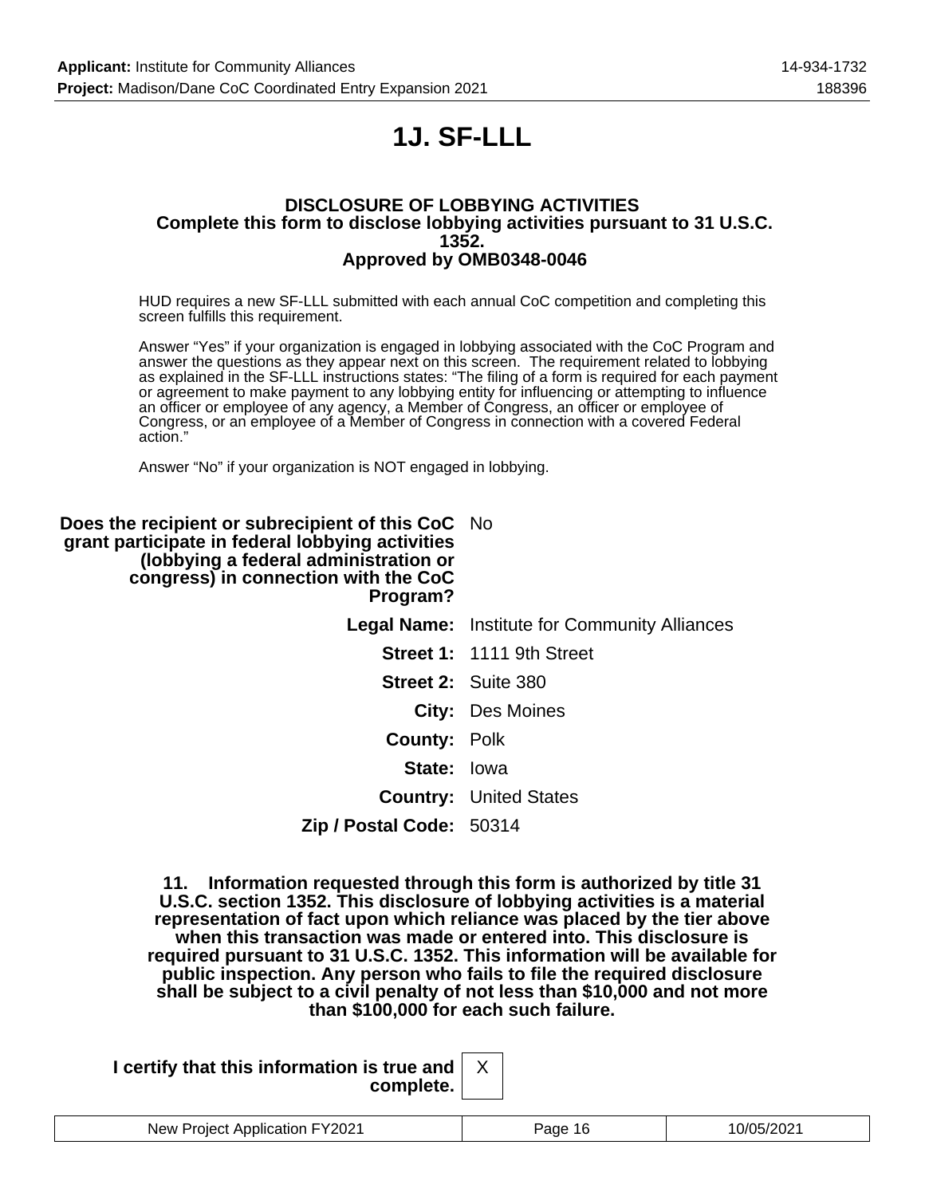# 1J. SF-LLL

**DISCLOSURE OF LOBBYING ACTIVITIES**
**Complete this form to disclose lobbying activities pursuant to 31 U.S.C. 1352.**
**Approved by OMB0348-0046**

HUD requires a new SF-LLL submitted with each annual CoC competition and completing this screen fulfills this requirement.

Answer "Yes" if your organization is engaged in lobbying associated with the CoC Program and answer the questions as they appear next on this screen. The requirement related to lobbying as explained in the SF-LLL instructions states: "The filing of a form is required for each payment or agreement to make payment to any lobbying entity for influencing or attempting to influence an officer or employee of any agency, a Member of Congress, an officer or employee of Congress, or an employee of a Member of Congress in connection with a covered Federal action."

Answer "No" if your organization is NOT engaged in lobbying.

**Does the recipient or subrecipient of this CoC grant participate in federal lobbying activities (lobbying a federal administration or congress) in connection with the CoC Program?** No

**Legal Name:** Institute for Community Alliances

**Street 1:** 1111 9th Street

**Street 2:** Suite 380

**City:** Des Moines

**County:** Polk

**State:** Iowa

**Country:** United States

**Zip / Postal Code:** 50314

**11. Information requested through this form is authorized by title 31 U.S.C. section 1352. This disclosure of lobbying activities is a material representation of fact upon which reliance was placed by the tier above when this transaction was made or entered into. This disclosure is required pursuant to 31 U.S.C. 1352. This information will be available for public inspection. Any person who fails to file the required disclosure shall be subject to a civil penalty of not less than $10,000 and not more than $100,000 for each such failure.**

**I certify that this information is true and complete.** X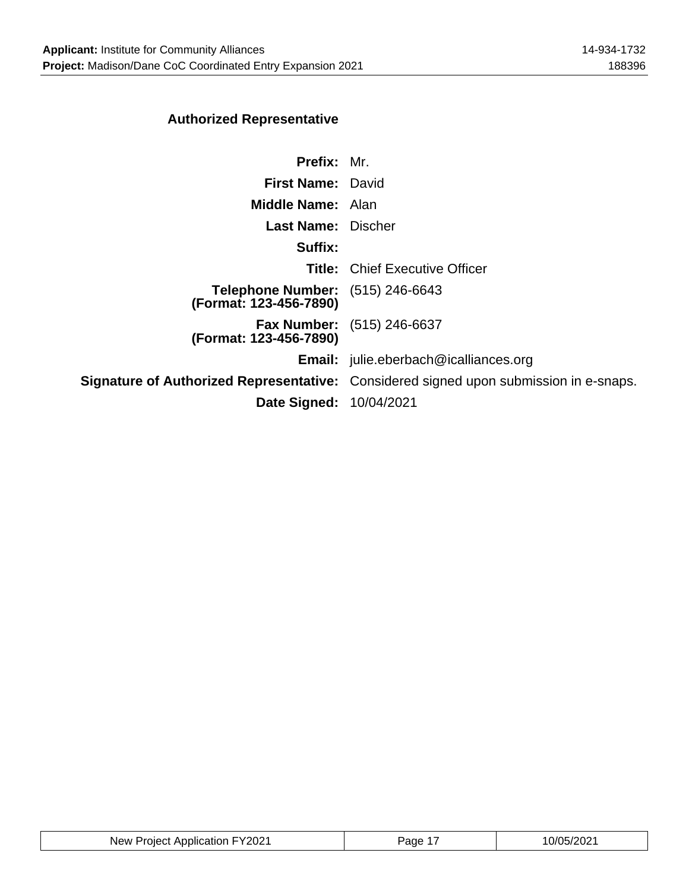### Authorized Representative

| | |
|---|---|
| **Prefix:** | Mr. |
| **First Name:** | David |
| **Middle Name:** | Alan |
| **Last Name:** | Discher |
| **Suffix:** | |
| **Title:** | Chief Executive Officer |
| **Telephone Number: (Format: 123-456-7890)** | (515) 246-6643 |
| **Fax Number: (Format: 123-456-7890)** | (515) 246-6637 |
| **Email:** | julie.eberbach@icalliances.org |
| **Signature of Authorized Representative:** | Considered signed upon submission in e-snaps. |
| **Date Signed:** | 10/04/2021 |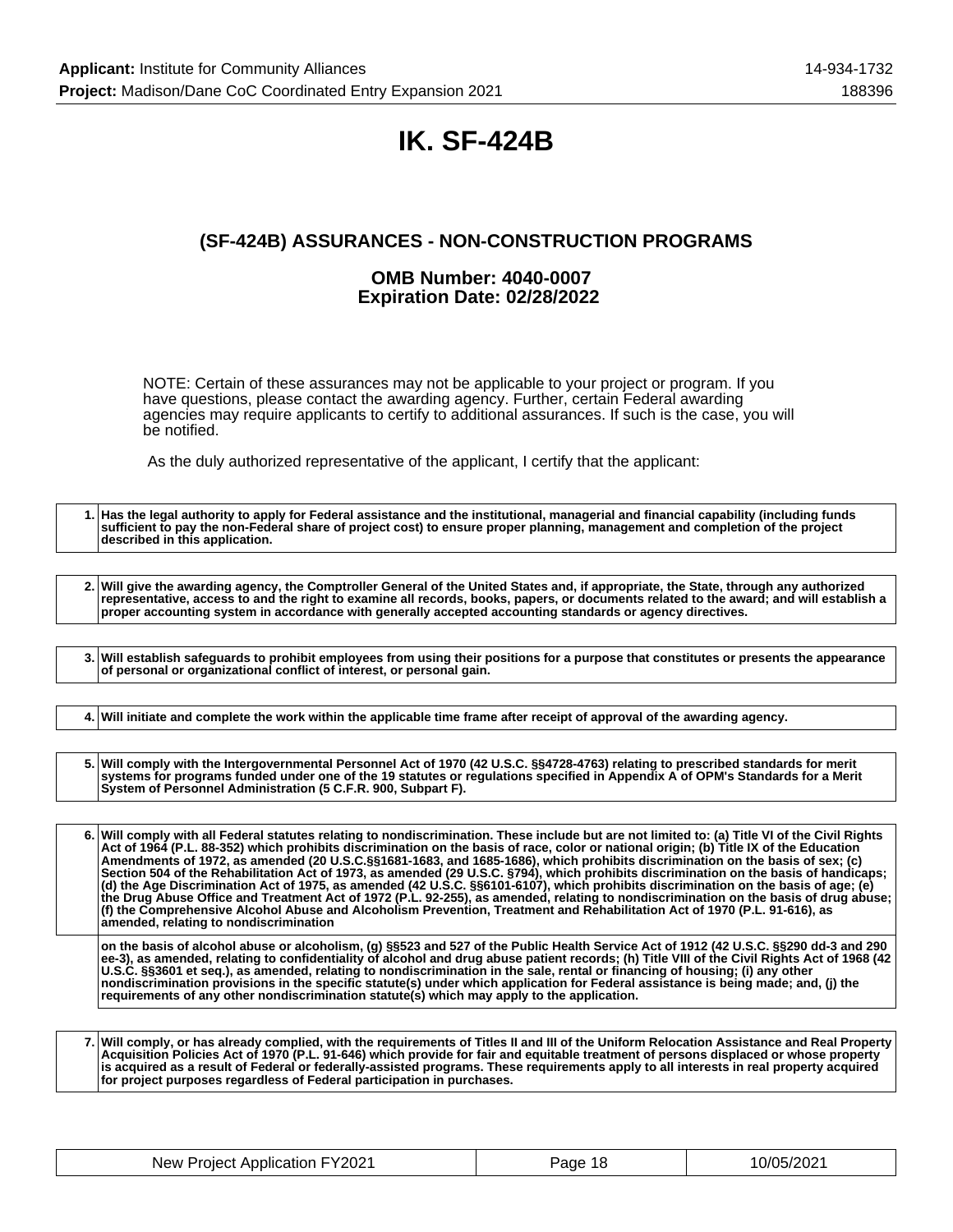# IK. SF-424B

## (SF-424B) ASSURANCES - NON-CONSTRUCTION PROGRAMS

### OMB Number: 4040-0007
### Expiration Date: 02/28/2022

NOTE: Certain of these assurances may not be applicable to your project or program. If you have questions, please contact the awarding agency. Further, certain Federal awarding agencies may require applicants to certify to additional assurances. If such is the case, you will be notified.

As the duly authorized representative of the applicant, I certify that the applicant:

| | |
|---|---|
| 1. | **Has the legal authority to apply for Federal assistance and the institutional, managerial and financial capability (including funds sufficient to pay the non-Federal share of project cost) to ensure proper planning, management and completion of the project described in this application.** |

| | |
|---|---|
| 2. | **Will give the awarding agency, the Comptroller General of the United States and, if appropriate, the State, through any authorized representative, access to and the right to examine all records, books, papers, or documents related to the award; and will establish a proper accounting system in accordance with generally accepted accounting standards or agency directives.** |

| | |
|---|---|
| 3. | **Will establish safeguards to prohibit employees from using their positions for a purpose that constitutes or presents the appearance of personal or organizational conflict of interest, or personal gain.** |

| | |
|---|---|
| 4. | **Will initiate and complete the work within the applicable time frame after receipt of approval of the awarding agency.** |

| | |
|---|---|
| 5. | **Will comply with the Intergovernmental Personnel Act of 1970 (42 U.S.C. §§4728-4763) relating to prescribed standards for merit systems for programs funded under one of the 19 statutes or regulations specified in Appendix A of OPM's Standards for a Merit System of Personnel Administration (5 C.F.R. 900, Subpart F).** |

| | |
|---|---|
| 6. | **Will comply with all Federal statutes relating to nondiscrimination. These include but are not limited to: (a) Title VI of the Civil Rights Act of 1964 (P.L. 88-352) which prohibits discrimination on the basis of race, color or national origin; (b) Title IX of the Education Amendments of 1972, as amended (20 U.S.C.§§1681-1683, and 1685-1686), which prohibits discrimination on the basis of sex; (c) Section 504 of the Rehabilitation Act of 1973, as amended (29 U.S.C. §794), which prohibits discrimination on the basis of handicaps; (d) the Age Discrimination Act of 1975, as amended (42 U.S.C. §§6101-6107), which prohibits discrimination on the basis of age; (e) the Drug Abuse Office and Treatment Act of 1972 (P.L. 92-255), as amended, relating to nondiscrimination on the basis of drug abuse; (f) the Comprehensive Alcohol Abuse and Alcoholism Prevention, Treatment and Rehabilitation Act of 1970 (P.L. 91-616), as amended, relating to nondiscrimination** |
| | **on the basis of alcohol abuse or alcoholism, (g) §§523 and 527 of the Public Health Service Act of 1912 (42 U.S.C. §§290 dd-3 and 290 ee-3), as amended, relating to confidentiality of alcohol and drug abuse patient records; (h) Title VIII of the Civil Rights Act of 1968 (42 U.S.C. §§3601 et seq.), as amended, relating to nondiscrimination in the sale, rental or financing of housing; (i) any other nondiscrimination provisions in the specific statute(s) under which application for Federal assistance is being made; and, (j) the requirements of any other nondiscrimination statute(s) which may apply to the application.** |

| | |
|---|---|
| 7. | **Will comply, or has already complied, with the requirements of Titles II and III of the Uniform Relocation Assistance and Real Property Acquisition Policies Act of 1970 (P.L. 91-646) which provide for fair and equitable treatment of persons displaced or whose property is acquired as a result of Federal or federally-assisted programs. These requirements apply to all interests in real property acquired for project purposes regardless of Federal participation in purchases.** |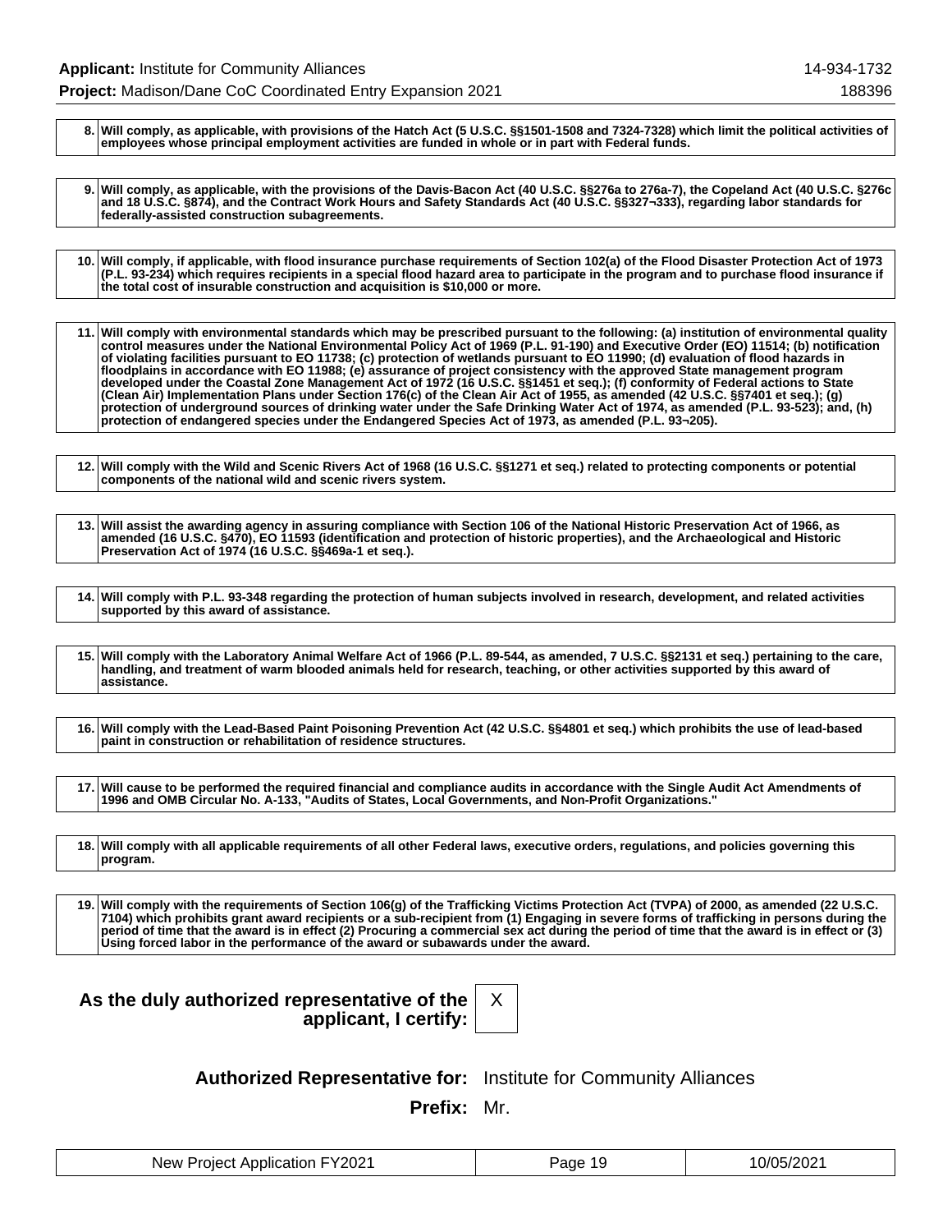| | |
|---|---|
| **8.** | **Will comply, as applicable, with provisions of the Hatch Act (5 U.S.C. §§1501-1508 and 7324-7328) which limit the political activities of employees whose principal employment activities are funded in whole or in part with Federal funds.** |

| | |
|---|---|
| **9.** | **Will comply, as applicable, with the provisions of the Davis-Bacon Act (40 U.S.C. §§276a to 276a-7), the Copeland Act (40 U.S.C. §276c and 18 U.S.C. §874), and the Contract Work Hours and Safety Standards Act (40 U.S.C. §§327¬333), regarding labor standards for federally-assisted construction subagreements.** |

| | |
|---|---|
| **10.** | **Will comply, if applicable, with flood insurance purchase requirements of Section 102(a) of the Flood Disaster Protection Act of 1973 (P.L. 93-234) which requires recipients in a special flood hazard area to participate in the program and to purchase flood insurance if the total cost of insurable construction and acquisition is $10,000 or more.** |

| | |
|---|---|
| **11.** | **Will comply with environmental standards which may be prescribed pursuant to the following: (a) institution of environmental quality control measures under the National Environmental Policy Act of 1969 (P.L. 91-190) and Executive Order (EO) 11514; (b) notification of violating facilities pursuant to EO 11738; (c) protection of wetlands pursuant to EO 11990; (d) evaluation of flood hazards in floodplains in accordance with EO 11988; (e) assurance of project consistency with the approved State management program developed under the Coastal Zone Management Act of 1972 (16 U.S.C. §§1451 et seq.); (f) conformity of Federal actions to State (Clean Air) Implementation Plans under Section 176(c) of the Clean Air Act of 1955, as amended (42 U.S.C. §§7401 et seq.); (g) protection of underground sources of drinking water under the Safe Drinking Water Act of 1974, as amended (P.L. 93-523); and, (h) protection of endangered species under the Endangered Species Act of 1973, as amended (P.L. 93¬205).** |

| | |
|---|---|
| **12.** | **Will comply with the Wild and Scenic Rivers Act of 1968 (16 U.S.C. §§1271 et seq.) related to protecting components or potential components of the national wild and scenic rivers system.** |

| | |
|---|---|
| **13.** | **Will assist the awarding agency in assuring compliance with Section 106 of the National Historic Preservation Act of 1966, as amended (16 U.S.C. §470), EO 11593 (identification and protection of historic properties), and the Archaeological and Historic Preservation Act of 1974 (16 U.S.C. §§469a-1 et seq.).** |

| | |
|---|---|
| **14.** | **Will comply with P.L. 93-348 regarding the protection of human subjects involved in research, development, and related activities supported by this award of assistance.** |

| | |
|---|---|
| **15.** | **Will comply with the Laboratory Animal Welfare Act of 1966 (P.L. 89-544, as amended, 7 U.S.C. §§2131 et seq.) pertaining to the care, handling, and treatment of warm blooded animals held for research, teaching, or other activities supported by this award of assistance.** |

| | |
|---|---|
| **16.** | **Will comply with the Lead-Based Paint Poisoning Prevention Act (42 U.S.C. §§4801 et seq.) which prohibits the use of lead-based paint in construction or rehabilitation of residence structures.** |

| | |
|---|---|
| **17.** | **Will cause to be performed the required financial and compliance audits in accordance with the Single Audit Act Amendments of 1996 and OMB Circular No. A-133, "Audits of States, Local Governments, and Non-Profit Organizations."** |

| | |
|---|---|
| **18.** | **Will comply with all applicable requirements of all other Federal laws, executive orders, regulations, and policies governing this program.** |

| | |
|---|---|
| **19.** | **Will comply with the requirements of Section 106(g) of the Trafficking Victims Protection Act (TVPA) of 2000, as amended (22 U.S.C. 7104) which prohibits grant award recipients or a sub-recipient from (1) Engaging in severe forms of trafficking in persons during the period of time that the award is in effect (2) Procuring a commercial sex act during the period of time that the award is in effect or (3) Using forced labor in the performance of the award or subawards under the award.** |

**As the duly authorized representative of the applicant, I certify:** X

**Authorized Representative for:** Institute for Community Alliances

**Prefix:** Mr.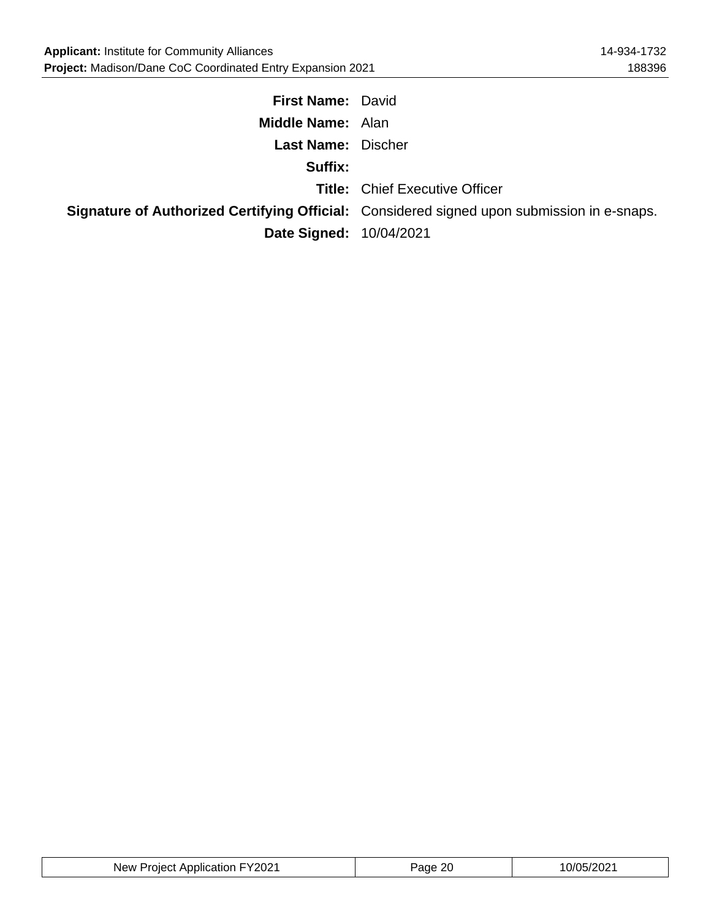**First Name:** David

**Middle Name:** Alan

**Last Name:** Discher

**Suffix:**

**Title:** Chief Executive Officer

**Signature of Authorized Certifying Official:** Considered signed upon submission in e-snaps.

**Date Signed:** 10/04/2021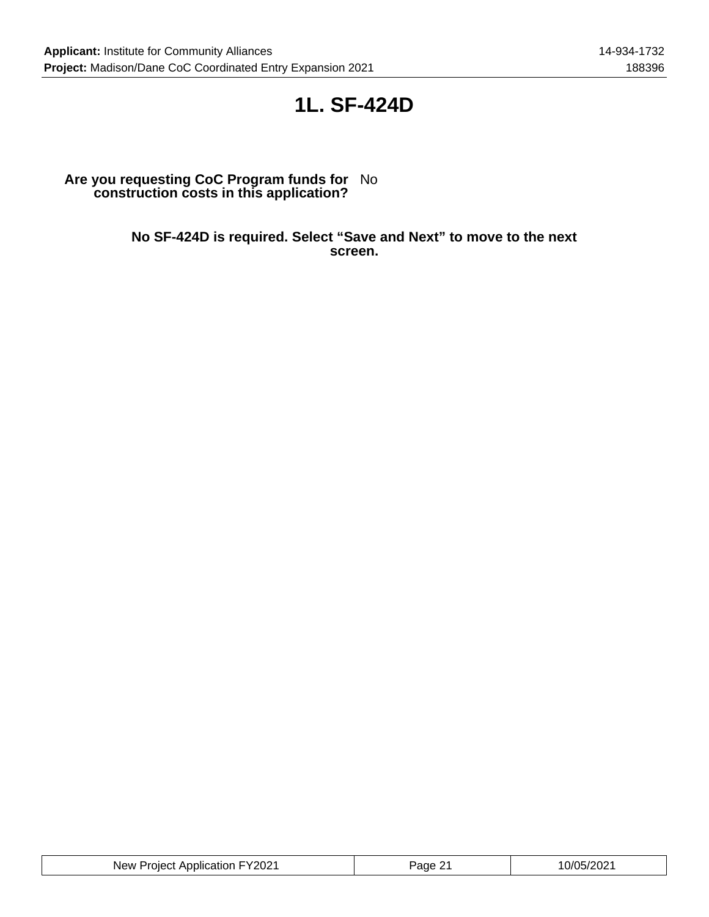# 1L. SF-424D

**Are you requesting CoC Program funds for construction costs in this application?** No

**No SF-424D is required. Select "Save and Next" to move to the next screen.**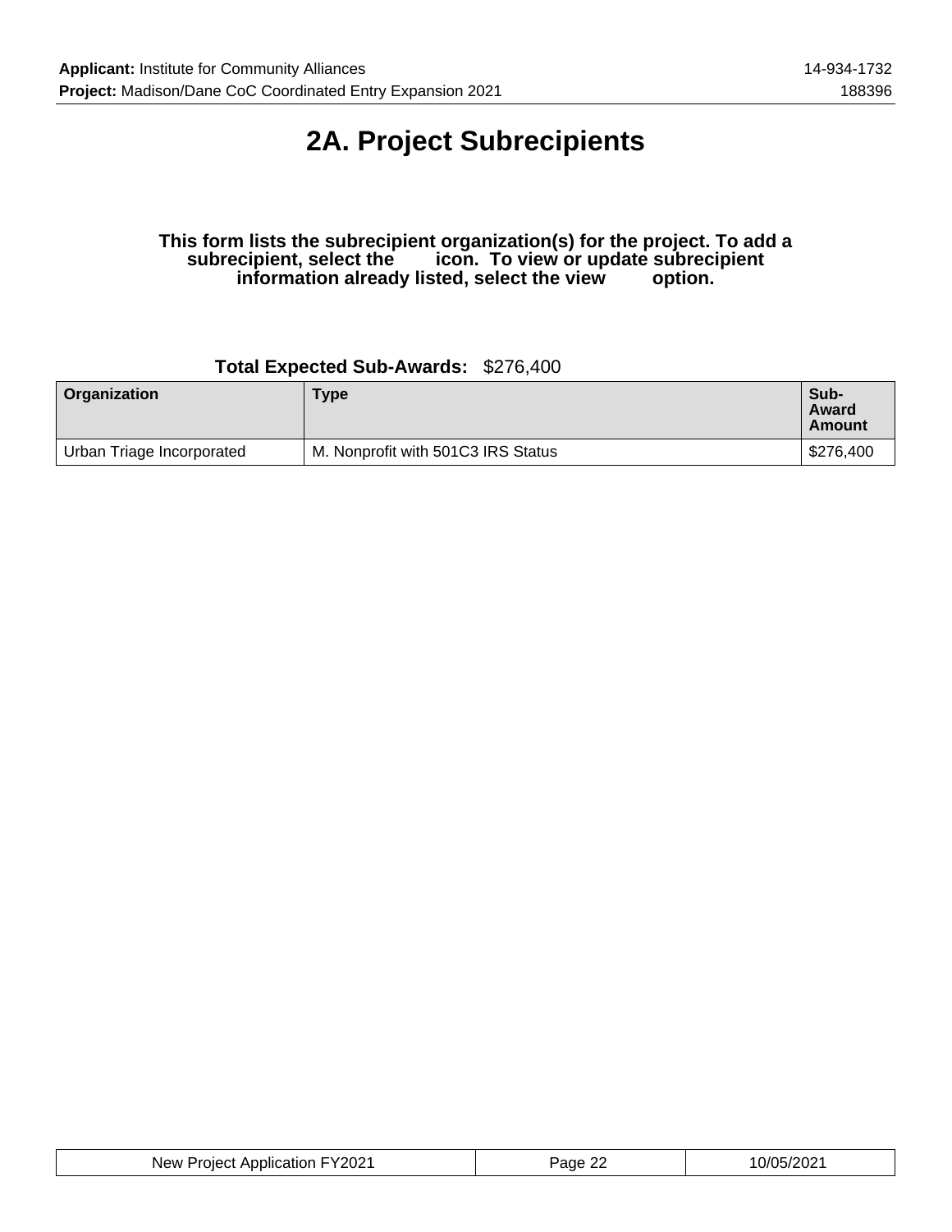# 2A. Project Subrecipients

**This form lists the subrecipient organization(s) for the project. To add a subrecipient, select the icon. To view or update subrecipient information already listed, select the view option.**

**Total Expected Sub-Awards:** $276,400

| Organization | Type | Sub-Award Amount |
|---|---|---|
| Urban Triage Incorporated | M. Nonprofit with 501C3 IRS Status | $276,400 |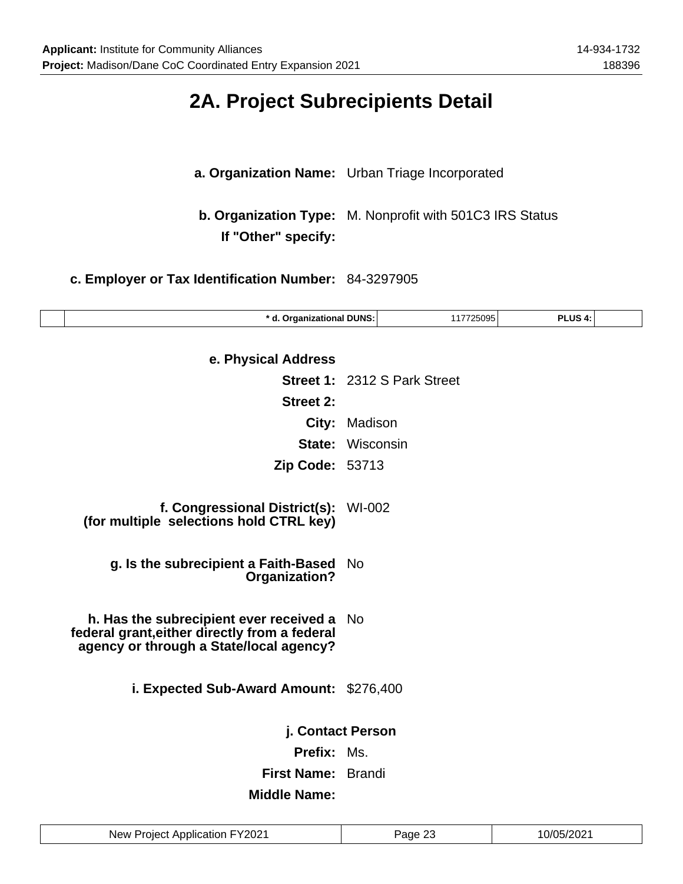## 2A. Project Subrecipients Detail

**a. Organization Name:** Urban Triage Incorporated

**b. Organization Type:** M. Nonprofit with 501C3 IRS Status

**If "Other" specify:**

**c. Employer or Tax Identification Number:** 84-3297905

| | * d. Organizational DUNS: | 117725095 | PLUS 4: | |
|---|---|---|---|---|

**e. Physical Address**

**Street 1:** 2312 S Park Street

**Street 2:**

**City:** Madison

**State:** Wisconsin

**Zip Code:** 53713

**f. Congressional District(s): (for multiple selections hold CTRL key)** WI-002

**g. Is the subrecipient a Faith-Based Organization?** No

**h. Has the subrecipient ever received a federal grant,either directly from a federal agency or through a State/local agency?** No

**i. Expected Sub-Award Amount:** $276,400

**j. Contact Person**

**Prefix:** Ms.

**First Name:** Brandi

**Middle Name:**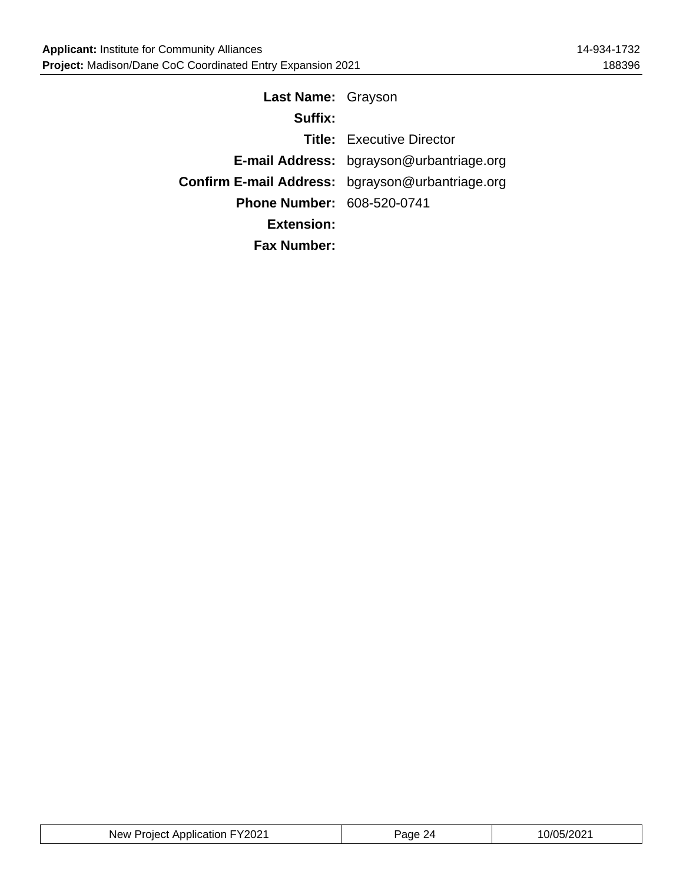**Last Name:** Grayson

**Suffix:**

**Title:** Executive Director

**E-mail Address:** bgrayson@urbantriage.org

**Confirm E-mail Address:** bgrayson@urbantriage.org

**Phone Number:** 608-520-0741

**Extension:**

**Fax Number:**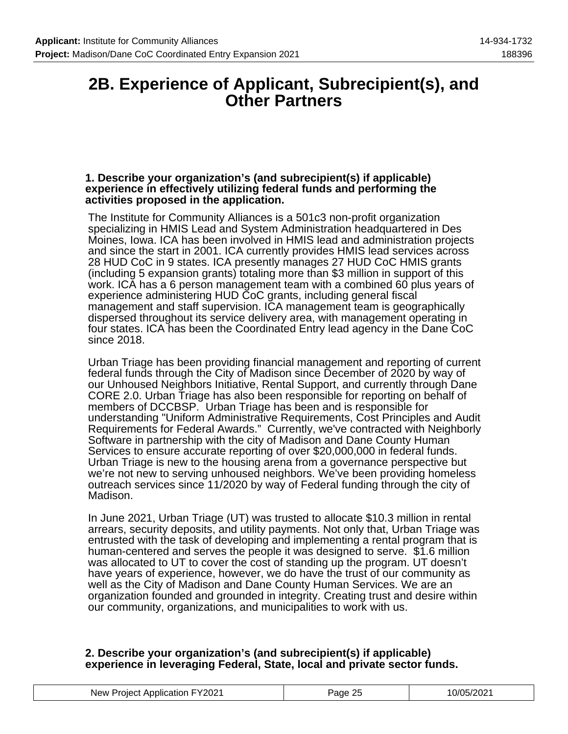# 2B. Experience of Applicant, Subrecipient(s), and Other Partners

**1. Describe your organization's (and subrecipient(s) if applicable) experience in effectively utilizing federal funds and performing the activities proposed in the application.**

The Institute for Community Alliances is a 501c3 non-profit organization specializing in HMIS Lead and System Administration headquartered in Des Moines, Iowa. ICA has been involved in HMIS lead and administration projects and since the start in 2001. ICA currently provides HMIS lead services across 28 HUD CoC in 9 states. ICA presently manages 27 HUD CoC HMIS grants (including 5 expansion grants) totaling more than $3 million in support of this work. ICA has a 6 person management team with a combined 60 plus years of experience administering HUD CoC grants, including general fiscal management and staff supervision. ICA management team is geographically dispersed throughout its service delivery area, with management operating in four states. ICA has been the Coordinated Entry lead agency in the Dane CoC since 2018.

Urban Triage has been providing financial management and reporting of current federal funds through the City of Madison since December of 2020 by way of our Unhoused Neighbors Initiative, Rental Support, and currently through Dane CORE 2.0. Urban Triage has also been responsible for reporting on behalf of members of DCCBSP. Urban Triage has been and is responsible for understanding "Uniform Administrative Requirements, Cost Principles and Audit Requirements for Federal Awards." Currently, we've contracted with Neighborly Software in partnership with the city of Madison and Dane County Human Services to ensure accurate reporting of over $20,000,000 in federal funds. Urban Triage is new to the housing arena from a governance perspective but we're not new to serving unhoused neighbors. We've been providing homeless outreach services since 11/2020 by way of Federal funding through the city of Madison.

In June 2021, Urban Triage (UT) was trusted to allocate $10.3 million in rental arrears, security deposits, and utility payments. Not only that, Urban Triage was entrusted with the task of developing and implementing a rental program that is human-centered and serves the people it was designed to serve. $1.6 million was allocated to UT to cover the cost of standing up the program. UT doesn't have years of experience, however, we do have the trust of our community as well as the City of Madison and Dane County Human Services. We are an organization founded and grounded in integrity. Creating trust and desire within our community, organizations, and municipalities to work with us.

**2. Describe your organization's (and subrecipient(s) if applicable) experience in leveraging Federal, State, local and private sector funds.**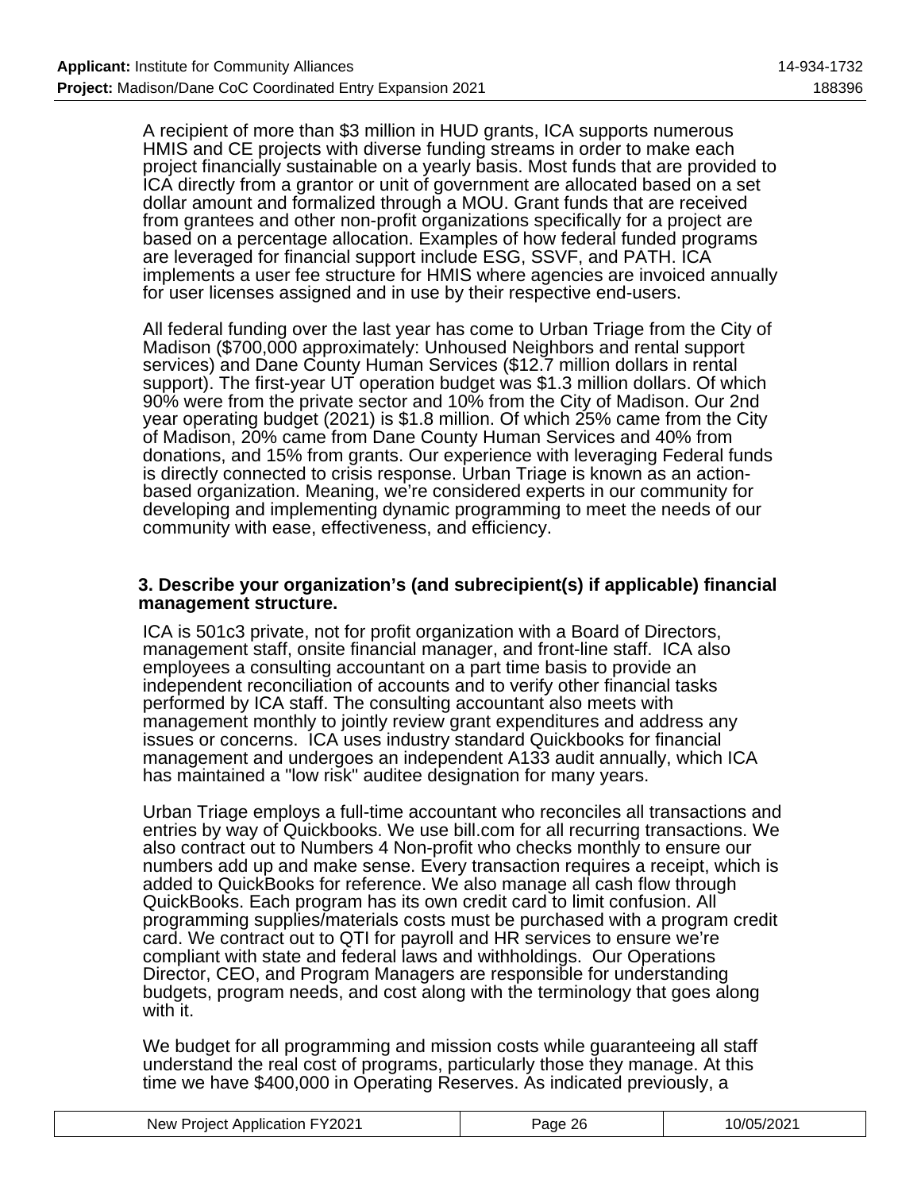A recipient of more than $3 million in HUD grants, ICA supports numerous HMIS and CE projects with diverse funding streams in order to make each project financially sustainable on a yearly basis. Most funds that are provided to ICA directly from a grantor or unit of government are allocated based on a set dollar amount and formalized through a MOU. Grant funds that are received from grantees and other non-profit organizations specifically for a project are based on a percentage allocation. Examples of how federal funded programs are leveraged for financial support include ESG, SSVF, and PATH. ICA implements a user fee structure for HMIS where agencies are invoiced annually for user licenses assigned and in use by their respective end-users.

All federal funding over the last year has come to Urban Triage from the City of Madison ($700,000 approximately: Unhoused Neighbors and rental support services) and Dane County Human Services ($12.7 million dollars in rental support). The first-year UT operation budget was $1.3 million dollars. Of which 90% were from the private sector and 10% from the City of Madison. Our 2nd year operating budget (2021) is $1.8 million. Of which 25% came from the City of Madison, 20% came from Dane County Human Services and 40% from donations, and 15% from grants. Our experience with leveraging Federal funds is directly connected to crisis response. Urban Triage is known as an action-based organization. Meaning, we're considered experts in our community for developing and implementing dynamic programming to meet the needs of our community with ease, effectiveness, and efficiency.

**3. Describe your organization's (and subrecipient(s) if applicable) financial management structure.**

ICA is 501c3 private, not for profit organization with a Board of Directors, management staff, onsite financial manager, and front-line staff. ICA also employees a consulting accountant on a part time basis to provide an independent reconciliation of accounts and to verify other financial tasks performed by ICA staff. The consulting accountant also meets with management monthly to jointly review grant expenditures and address any issues or concerns. ICA uses industry standard Quickbooks for financial management and undergoes an independent A133 audit annually, which ICA has maintained a "low risk" auditee designation for many years.

Urban Triage employs a full-time accountant who reconciles all transactions and entries by way of Quickbooks. We use bill.com for all recurring transactions. We also contract out to Numbers 4 Non-profit who checks monthly to ensure our numbers add up and make sense. Every transaction requires a receipt, which is added to QuickBooks for reference. We also manage all cash flow through QuickBooks. Each program has its own credit card to limit confusion. All programming supplies/materials costs must be purchased with a program credit card. We contract out to QTI for payroll and HR services to ensure we're compliant with state and federal laws and withholdings. Our Operations Director, CEO, and Program Managers are responsible for understanding budgets, program needs, and cost along with the terminology that goes along with it.

We budget for all programming and mission costs while guaranteeing all staff understand the real cost of programs, particularly those they manage. At this time we have $400,000 in Operating Reserves. As indicated previously, a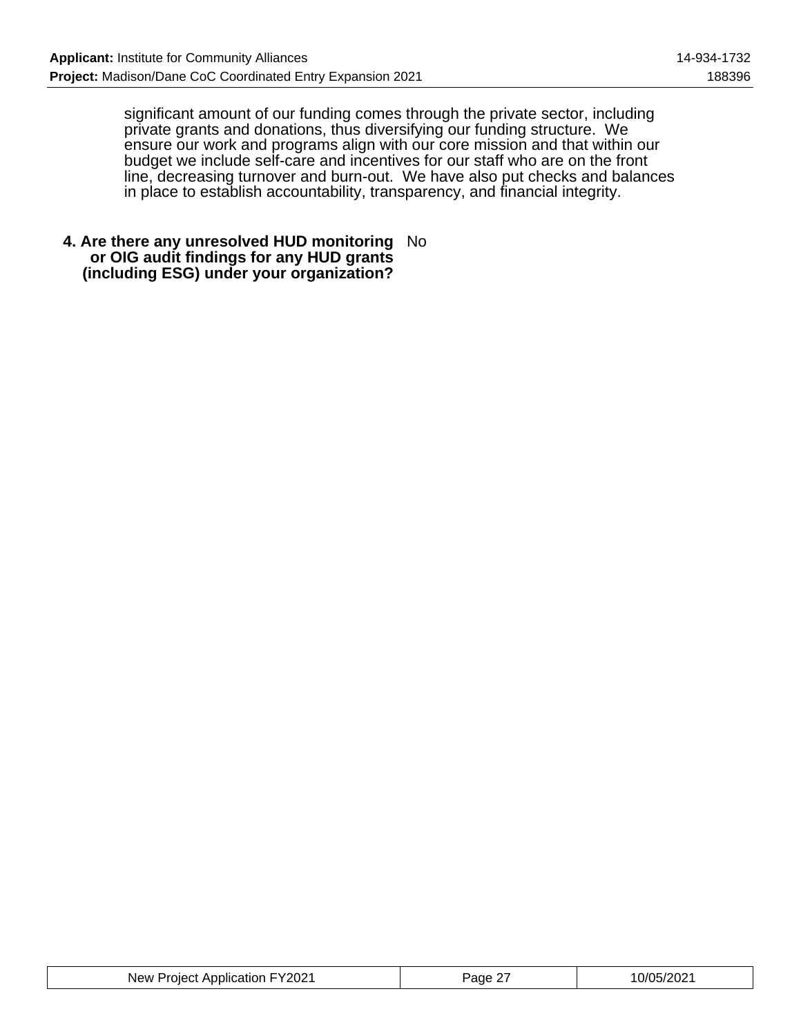significant amount of our funding comes through the private sector, including private grants and donations, thus diversifying our funding structure. We ensure our work and programs align with our core mission and that within our budget we include self-care and incentives for our staff who are on the front line, decreasing turnover and burn-out. We have also put checks and balances in place to establish accountability, transparency, and financial integrity.

**4. Are there any unresolved HUD monitoring or OIG audit findings for any HUD grants (including ESG) under your organization?** No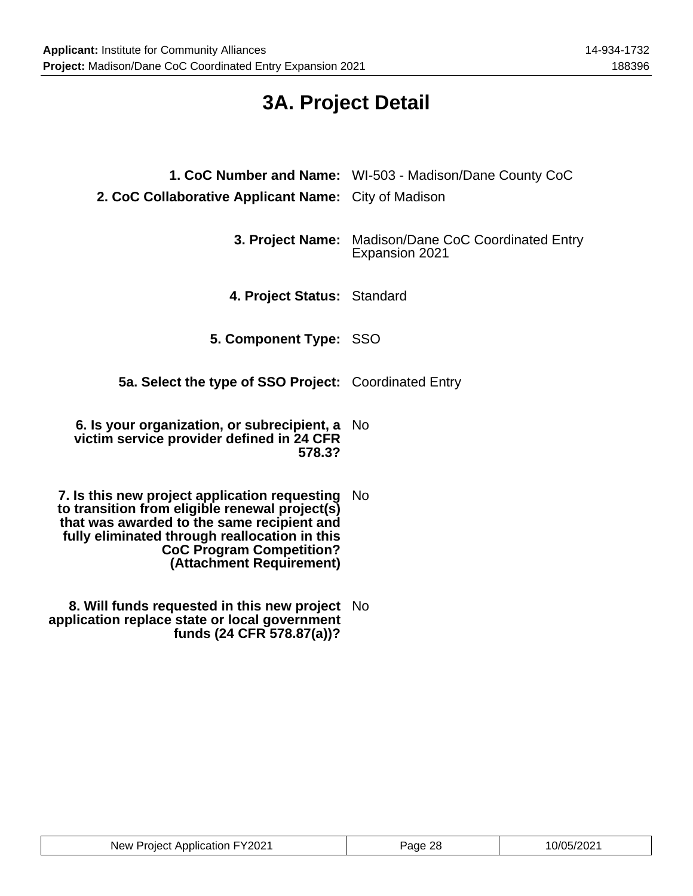# 3A. Project Detail

**1. CoC Number and Name:** WI-503 - Madison/Dane County CoC

**2. CoC Collaborative Applicant Name:** City of Madison

**3. Project Name:** Madison/Dane CoC Coordinated Entry Expansion 2021

**4. Project Status:** Standard

**5. Component Type:** SSO

**5a. Select the type of SSO Project:** Coordinated Entry

**6. Is your organization, or subrecipient, a victim service provider defined in 24 CFR 578.3?** No

**7. Is this new project application requesting to transition from eligible renewal project(s) that was awarded to the same recipient and fully eliminated through reallocation in this CoC Program Competition? (Attachment Requirement)** No

**8. Will funds requested in this new project application replace state or local government funds (24 CFR 578.87(a))?** No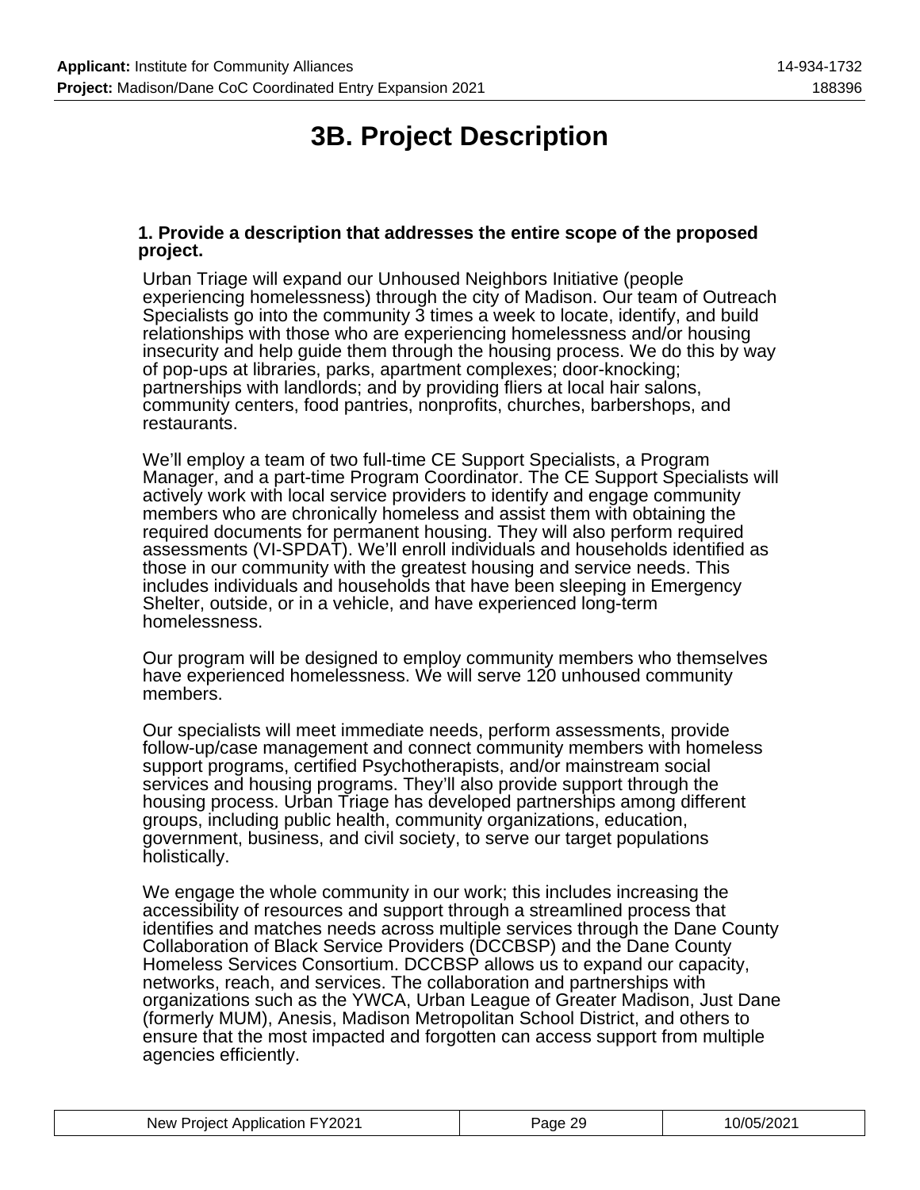# 3B. Project Description

**1. Provide a description that addresses the entire scope of the proposed project.**

Urban Triage will expand our Unhoused Neighbors Initiative (people experiencing homelessness) through the city of Madison. Our team of Outreach Specialists go into the community 3 times a week to locate, identify, and build relationships with those who are experiencing homelessness and/or housing insecurity and help guide them through the housing process. We do this by way of pop-ups at libraries, parks, apartment complexes; door-knocking; partnerships with landlords; and by providing fliers at local hair salons, community centers, food pantries, nonprofits, churches, barbershops, and restaurants.

We'll employ a team of two full-time CE Support Specialists, a Program Manager, and a part-time Program Coordinator. The CE Support Specialists will actively work with local service providers to identify and engage community members who are chronically homeless and assist them with obtaining the required documents for permanent housing. They will also perform required assessments (VI-SPDAT). We'll enroll individuals and households identified as those in our community with the greatest housing and service needs. This includes individuals and households that have been sleeping in Emergency Shelter, outside, or in a vehicle, and have experienced long-term homelessness.

Our program will be designed to employ community members who themselves have experienced homelessness. We will serve 120 unhoused community members.

Our specialists will meet immediate needs, perform assessments, provide follow-up/case management and connect community members with homeless support programs, certified Psychotherapists, and/or mainstream social services and housing programs. They'll also provide support through the housing process. Urban Triage has developed partnerships among different groups, including public health, community organizations, education, government, business, and civil society, to serve our target populations holistically.

We engage the whole community in our work; this includes increasing the accessibility of resources and support through a streamlined process that identifies and matches needs across multiple services through the Dane County Collaboration of Black Service Providers (DCCBSP) and the Dane County Homeless Services Consortium. DCCBSP allows us to expand our capacity, networks, reach, and services. The collaboration and partnerships with organizations such as the YWCA, Urban League of Greater Madison, Just Dane (formerly MUM), Anesis, Madison Metropolitan School District, and others to ensure that the most impacted and forgotten can access support from multiple agencies efficiently.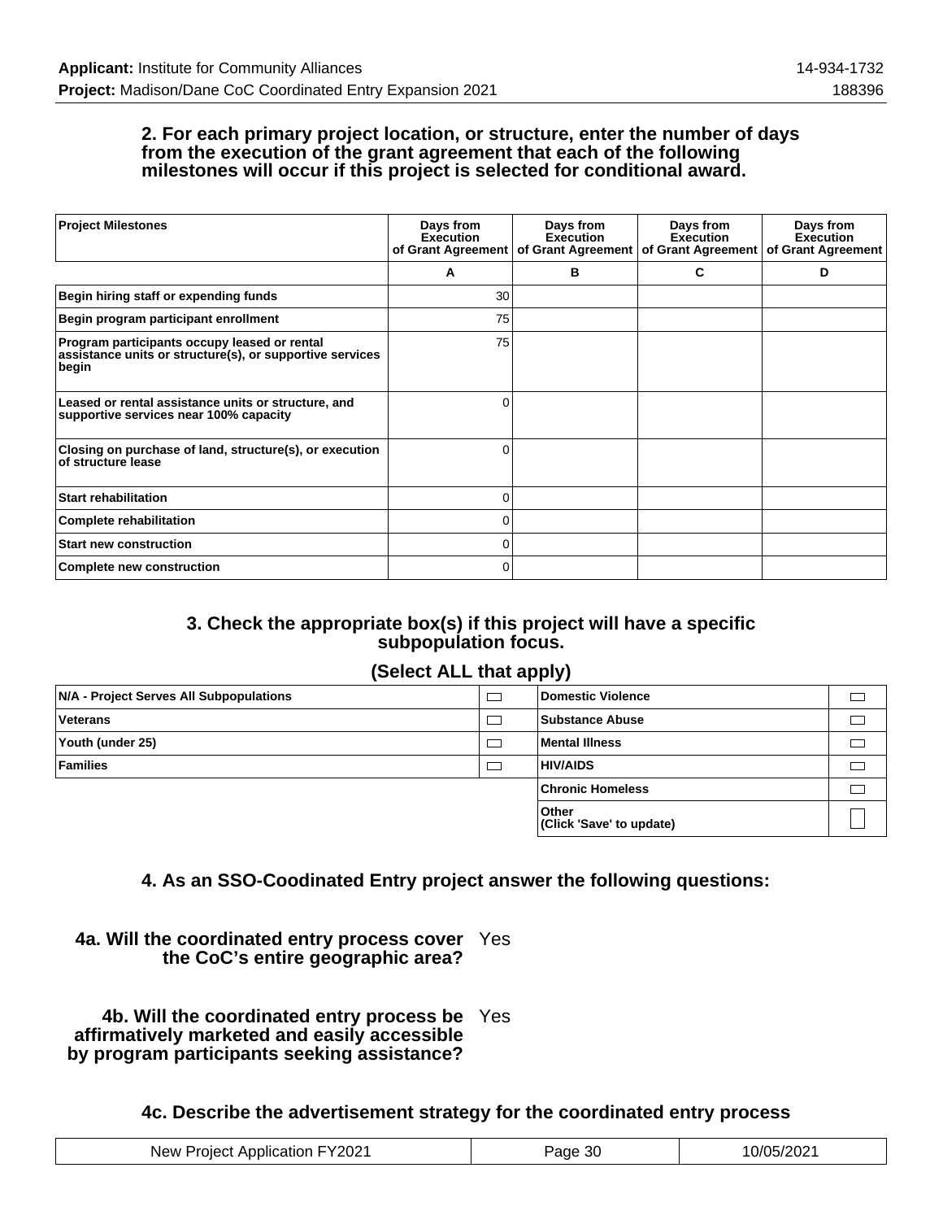### 2. For each primary project location, or structure, enter the number of days from the execution of the grant agreement that each of the following milestones will occur if this project is selected for conditional award.

| Project Milestones | Days from Execution of Grant Agreement | Days from Execution of Grant Agreement | Days from Execution of Grant Agreement | Days from Execution of Grant Agreement |
|---|---|---|---|---|
| | A | B | C | D |
| Begin hiring staff or expending funds | 30 | | | |
| Begin program participant enrollment | 75 | | | |
| Program participants occupy leased or rental assistance units or structure(s), or supportive services begin | 75 | | | |
| Leased or rental assistance units or structure, and supportive services near 100% capacity | 0 | | | |
| Closing on purchase of land, structure(s), or execution of structure lease | 0 | | | |
| Start rehabilitation | 0 | | | |
| Complete rehabilitation | 0 | | | |
| Start new construction | 0 | | | |
| Complete new construction | 0 | | | |

### 3. Check the appropriate box(s) if this project will have a specific subpopulation focus.

### (Select ALL that apply)

| | | | |
|---|---|---|---|
| N/A - Project Serves All Subpopulations | ☐ | Domestic Violence | ☐ |
| Veterans | ☐ | Substance Abuse | ☐ |
| Youth (under 25) | ☐ | Mental Illness | ☐ |
| Families | ☐ | HIV/AIDS | ☐ |
| | | Chronic Homeless | ☐ |
| | | Other (Click 'Save' to update) | ☐ |

### 4. As an SSO-Coodinated Entry project answer the following questions:

**4a. Will the coordinated entry process cover the CoC's entire geographic area?** Yes

**4b. Will the coordinated entry process be affirmatively marketed and easily accessible by program participants seeking assistance?** Yes

### 4c. Describe the advertisement strategy for the coordinated entry process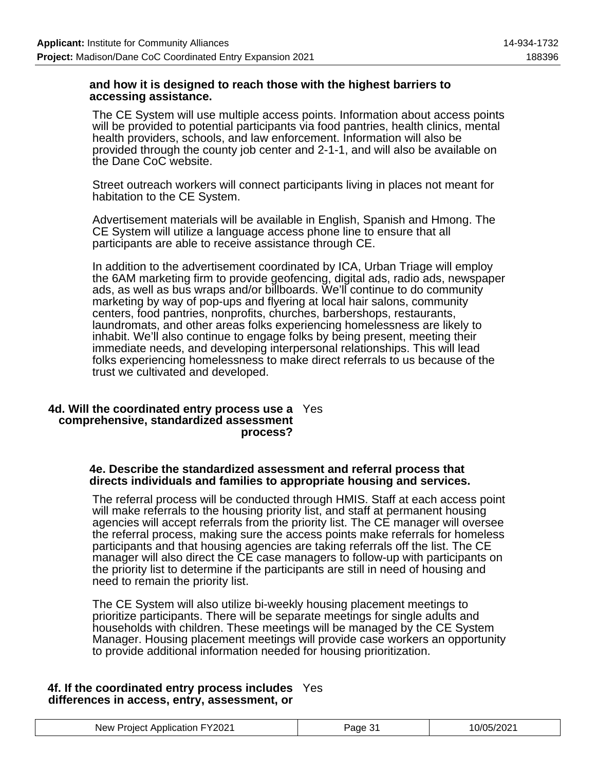**and how it is designed to reach those with the highest barriers to accessing assistance.**

The CE System will use multiple access points. Information about access points will be provided to potential participants via food pantries, health clinics, mental health providers, schools, and law enforcement. Information will also be provided through the county job center and 2-1-1, and will also be available on the Dane CoC website.

Street outreach workers will connect participants living in places not meant for habitation to the CE System.

Advertisement materials will be available in English, Spanish and Hmong. The CE System will utilize a language access phone line to ensure that all participants are able to receive assistance through CE.

In addition to the advertisement coordinated by ICA, Urban Triage will employ the 6AM marketing firm to provide geofencing, digital ads, radio ads, newspaper ads, as well as bus wraps and/or billboards. We'll continue to do community marketing by way of pop-ups and flyering at local hair salons, community centers, food pantries, nonprofits, churches, barbershops, restaurants, laundromats, and other areas folks experiencing homelessness are likely to inhabit. We'll also continue to engage folks by being present, meeting their immediate needs, and developing interpersonal relationships. This will lead folks experiencing homelessness to make direct referrals to us because of the trust we cultivated and developed.

**4d. Will the coordinated entry process use a comprehensive, standardized assessment process?** Yes

**4e. Describe the standardized assessment and referral process that directs individuals and families to appropriate housing and services.**

The referral process will be conducted through HMIS. Staff at each access point will make referrals to the housing priority list, and staff at permanent housing agencies will accept referrals from the priority list. The CE manager will oversee the referral process, making sure the access points make referrals for homeless participants and that housing agencies are taking referrals off the list. The CE manager will also direct the CE case managers to follow-up with participants on the priority list to determine if the participants are still in need of housing and need to remain the priority list.

The CE System will also utilize bi-weekly housing placement meetings to prioritize participants. There will be separate meetings for single adults and households with children. These meetings will be managed by the CE System Manager. Housing placement meetings will provide case workers an opportunity to provide additional information needed for housing prioritization.

**4f. If the coordinated entry process includes differences in access, entry, assessment, or** Yes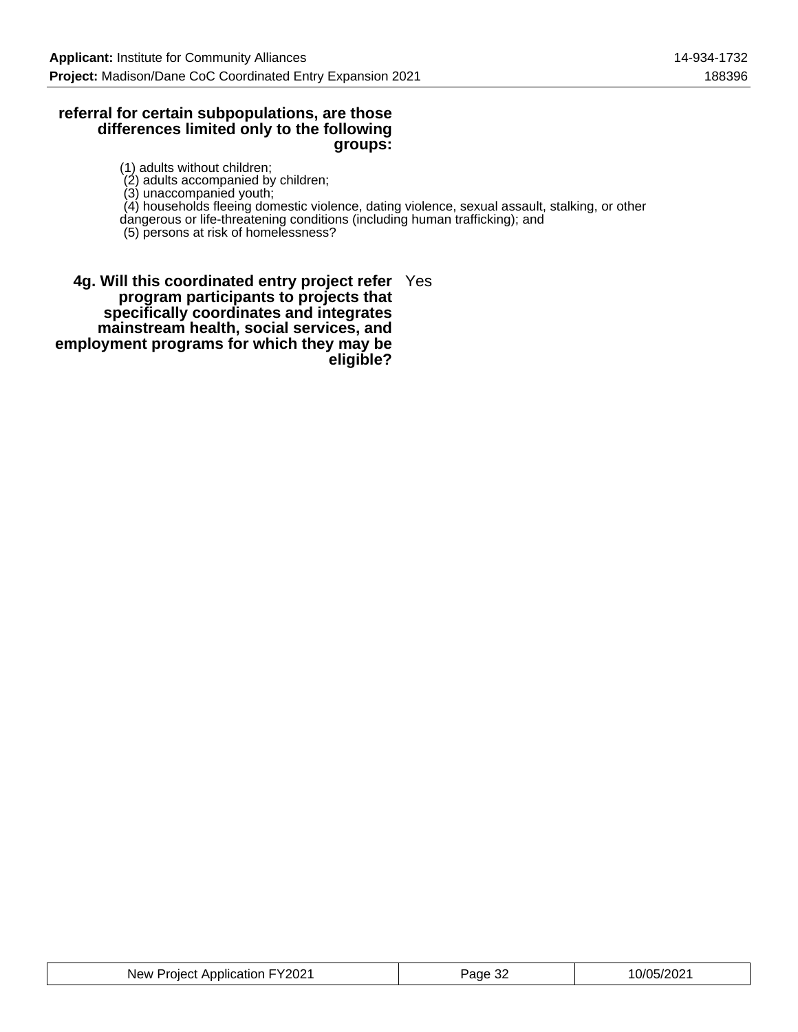**referral for certain subpopulations, are those differences limited only to the following groups:**

(1) adults without children;
(2) adults accompanied by children;
(3) unaccompanied youth;
(4) households fleeing domestic violence, dating violence, sexual assault, stalking, or other dangerous or life-threatening conditions (including human trafficking); and
(5) persons at risk of homelessness?

**4g. Will this coordinated entry project refer program participants to projects that specifically coordinates and integrates mainstream health, social services, and employment programs for which they may be eligible?** Yes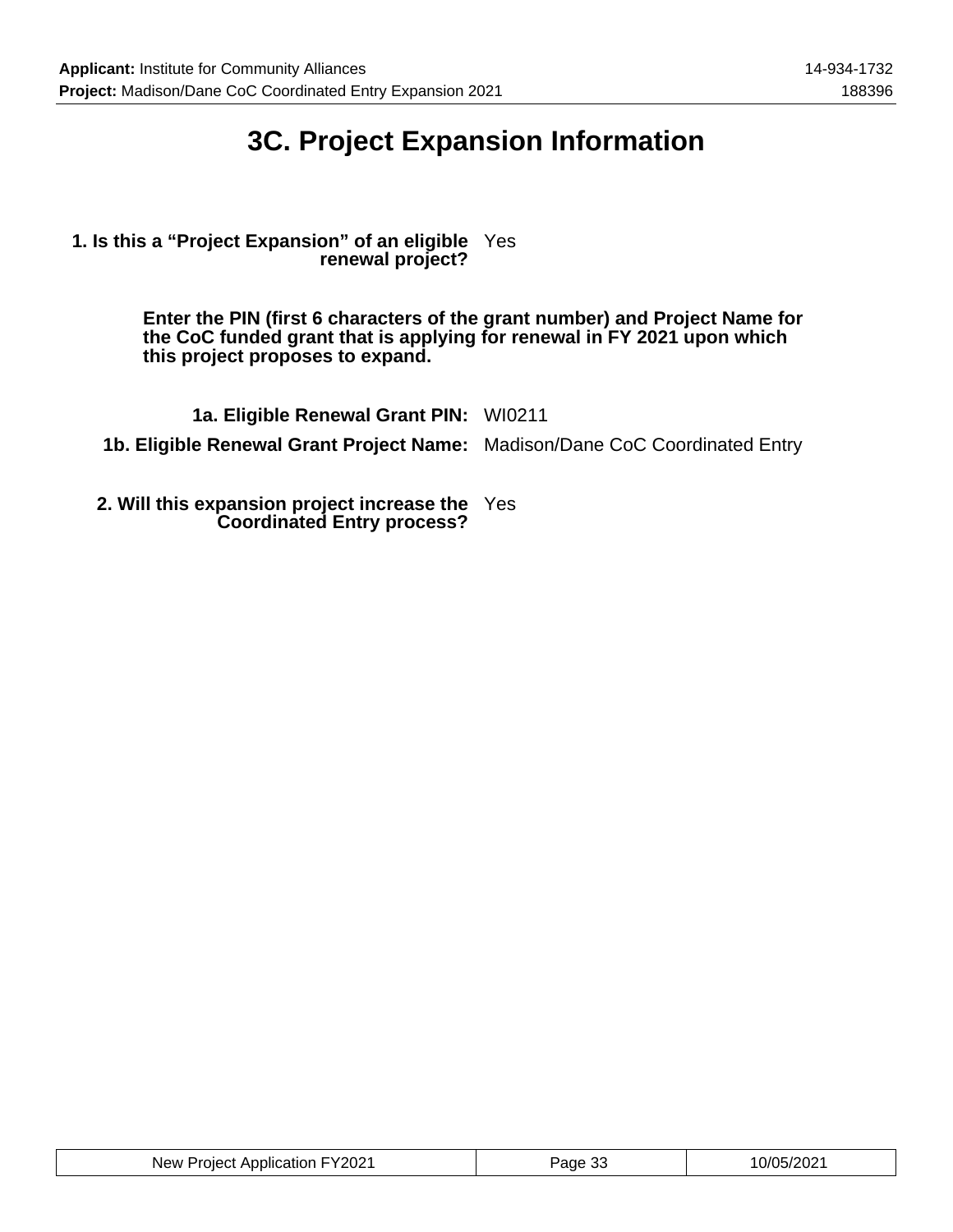# 3C. Project Expansion Information

**1. Is this a "Project Expansion" of an eligible renewal project?** Yes

**Enter the PIN (first 6 characters of the grant number) and Project Name for the CoC funded grant that is applying for renewal in FY 2021 upon which this project proposes to expand.**

**1a. Eligible Renewal Grant PIN:** WI0211

**1b. Eligible Renewal Grant Project Name:** Madison/Dane CoC Coordinated Entry

**2. Will this expansion project increase the Coordinated Entry process?** Yes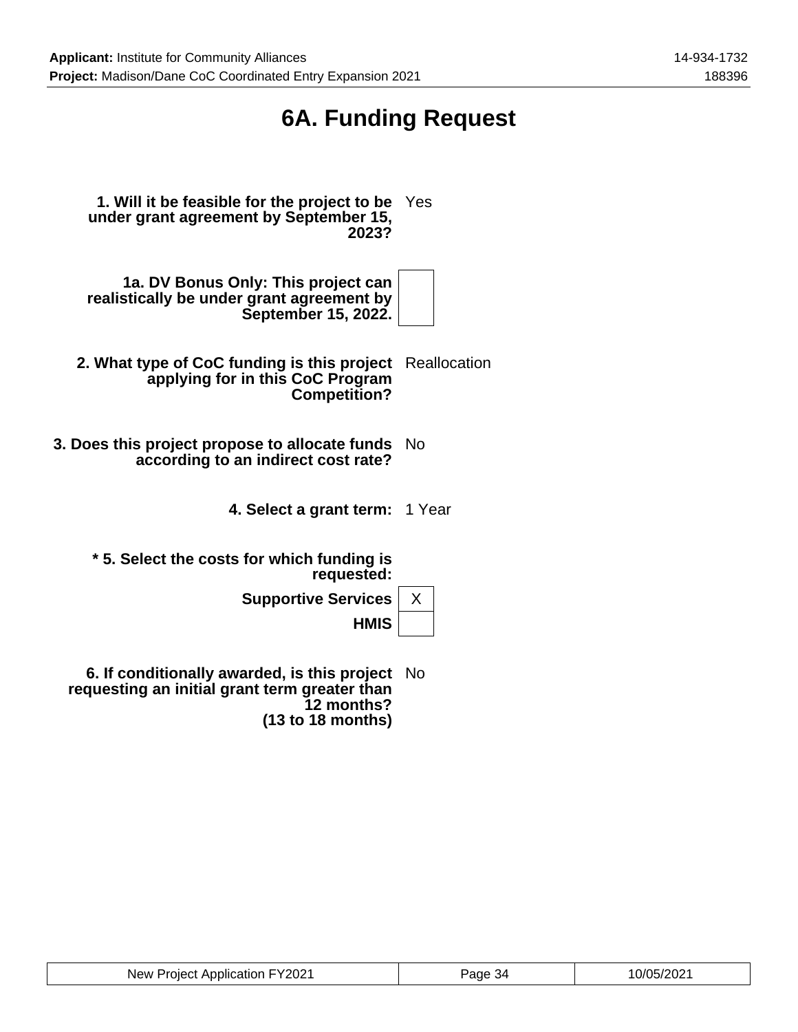# 6A. Funding Request

**1. Will it be feasible for the project to be under grant agreement by September 15, 2023?** Yes

**1a. DV Bonus Only: This project can realistically be under grant agreement by September 15, 2022.**

**2. What type of CoC funding is this project applying for in this CoC Program Competition?** Reallocation

**3. Does this project propose to allocate funds according to an indirect cost rate?** No

**4. Select a grant term:** 1 Year

**\* 5. Select the costs for which funding is requested:**

| | |
|---|---|
| **Supportive Services** | X |
| **HMIS** | |

**6. If conditionally awarded, is this project requesting an initial grant term greater than 12 months? (13 to 18 months)** No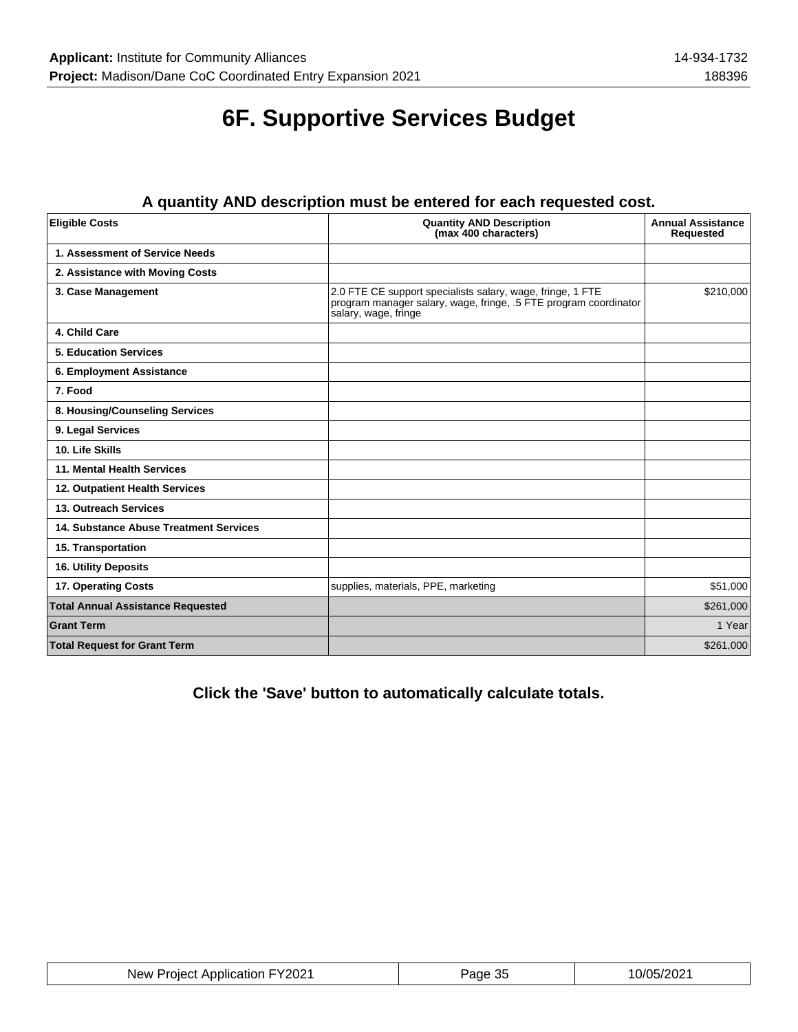# 6F. Supportive Services Budget

### A quantity AND description must be entered for each requested cost.

| Eligible Costs | Quantity AND Description (max 400 characters) | Annual Assistance Requested |
|---|---|---|
| 1. Assessment of Service Needs | | |
| 2. Assistance with Moving Costs | | |
| 3. Case Management | 2.0 FTE CE support specialists salary, wage, fringe, 1 FTE program manager salary, wage, fringe, .5 FTE program coordinator salary, wage, fringe | $210,000 |
| 4. Child Care | | |
| 5. Education Services | | |
| 6. Employment Assistance | | |
| 7. Food | | |
| 8. Housing/Counseling Services | | |
| 9. Legal Services | | |
| 10. Life Skills | | |
| 11. Mental Health Services | | |
| 12. Outpatient Health Services | | |
| 13. Outreach Services | | |
| 14. Substance Abuse Treatment Services | | |
| 15. Transportation | | |
| 16. Utility Deposits | | |
| 17. Operating Costs | supplies, materials, PPE, marketing | $51,000 |
| **Total Annual Assistance Requested** | | $261,000 |
| **Grant Term** | | 1 Year |
| **Total Request for Grant Term** | | $261,000 |

**Click the 'Save' button to automatically calculate totals.**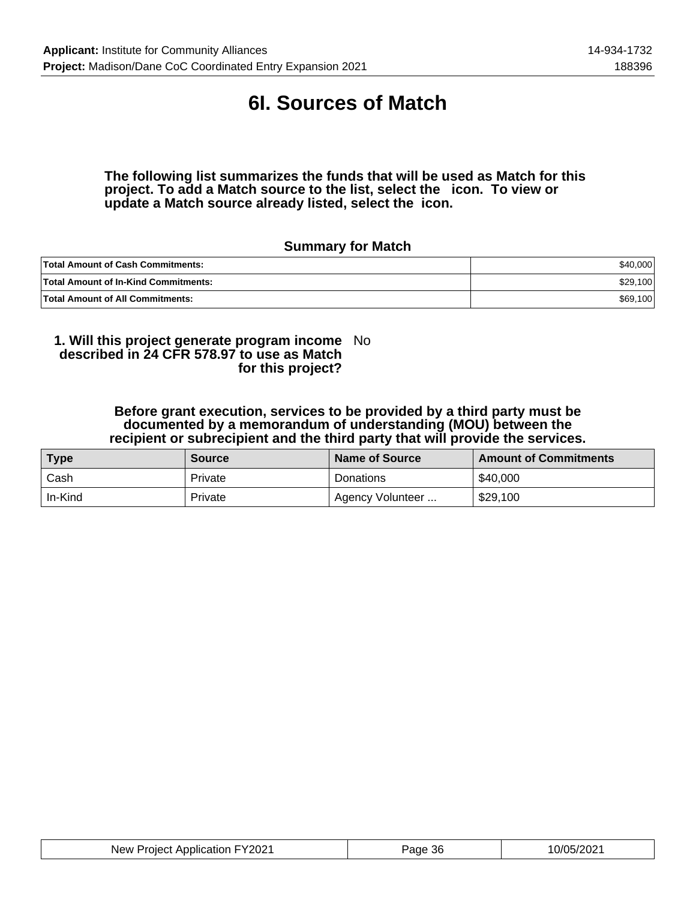# 6I. Sources of Match

**The following list summarizes the funds that will be used as Match for this project. To add a Match source to the list, select the icon. To view or update a Match source already listed, select the icon.**

### Summary for Match

| | |
|---|---|
| **Total Amount of Cash Commitments:** | $40,000 |
| **Total Amount of In-Kind Commitments:** | $29,100 |
| **Total Amount of All Commitments:** | $69,100 |

**1. Will this project generate program income described in 24 CFR 578.97 to use as Match for this project?** No

**Before grant execution, services to be provided by a third party must be documented by a memorandum of understanding (MOU) between the recipient or subrecipient and the third party that will provide the services.**

| Type | Source | Name of Source | Amount of Commitments |
|---|---|---|---|
| Cash | Private | Donations | $40,000 |
| In-Kind | Private | Agency Volunteer ... | $29,100 |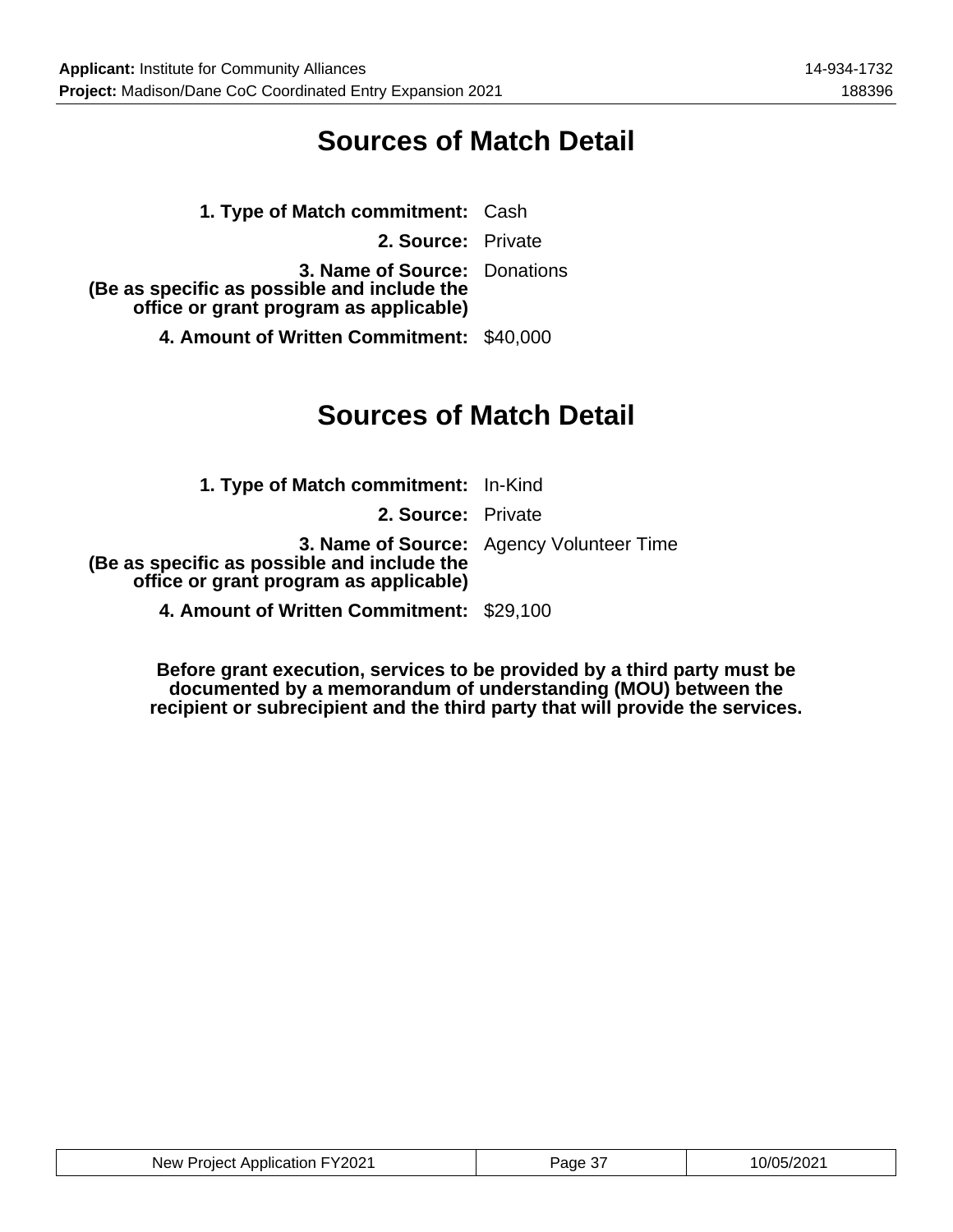# Sources of Match Detail

**1. Type of Match commitment:** Cash

**2. Source:** Private

**3. Name of Source: (Be as specific as possible and include the office or grant program as applicable)** Donations

**4. Amount of Written Commitment:** $40,000

# Sources of Match Detail

**1. Type of Match commitment:** In-Kind

**2. Source:** Private

**3. Name of Source: (Be as specific as possible and include the office or grant program as applicable)** Agency Volunteer Time

**4. Amount of Written Commitment:** $29,100

**Before grant execution, services to be provided by a third party must be documented by a memorandum of understanding (MOU) between the recipient or subrecipient and the third party that will provide the services.**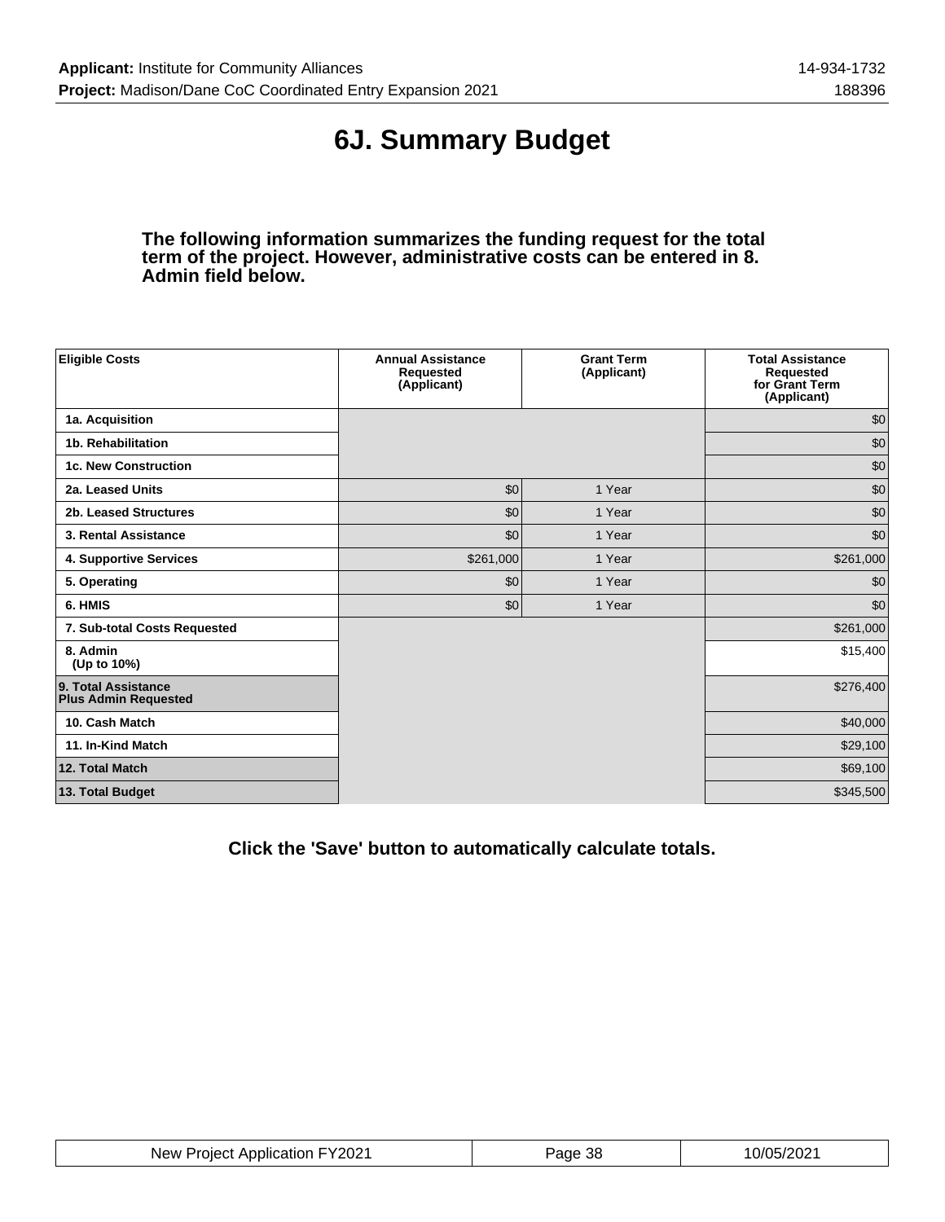# 6J. Summary Budget

**The following information summarizes the funding request for the total term of the project. However, administrative costs can be entered in 8. Admin field below.**

| Eligible Costs | Annual Assistance Requested (Applicant) | Grant Term (Applicant) | Total Assistance Requested for Grant Term (Applicant) |
|---|---|---|---|
| 1a. Acquisition | | | $0 |
| 1b. Rehabilitation | | | $0 |
| 1c. New Construction | | | $0 |
| 2a. Leased Units | $0 | 1 Year | $0 |
| 2b. Leased Structures | $0 | 1 Year | $0 |
| 3. Rental Assistance | $0 | 1 Year | $0 |
| 4. Supportive Services | $261,000 | 1 Year | $261,000 |
| 5. Operating | $0 | 1 Year | $0 |
| 6. HMIS | $0 | 1 Year | $0 |
| 7. Sub-total Costs Requested | | | $261,000 |
| 8. Admin (Up to 10%) | | | $15,400 |
| 9. Total Assistance Plus Admin Requested | | | $276,400 |
| 10. Cash Match | | | $40,000 |
| 11. In-Kind Match | | | $29,100 |
| 12. Total Match | | | $69,100 |
| 13. Total Budget | | | $345,500 |

**Click the 'Save' button to automatically calculate totals.**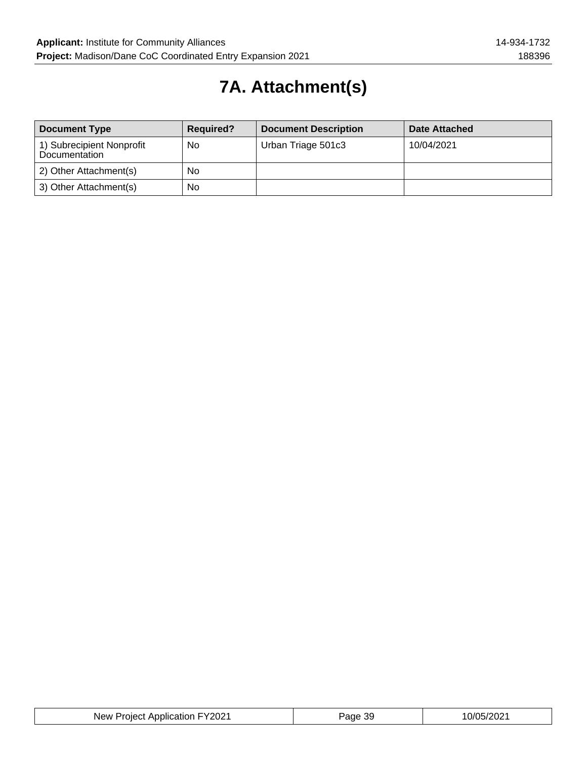# 7A. Attachment(s)

| Document Type | Required? | Document Description | Date Attached |
|---|---|---|---|
| 1) Subrecipient Nonprofit Documentation | No | Urban Triage 501c3 | 10/04/2021 |
| 2) Other Attachment(s) | No | | |
| 3) Other Attachment(s) | No | | |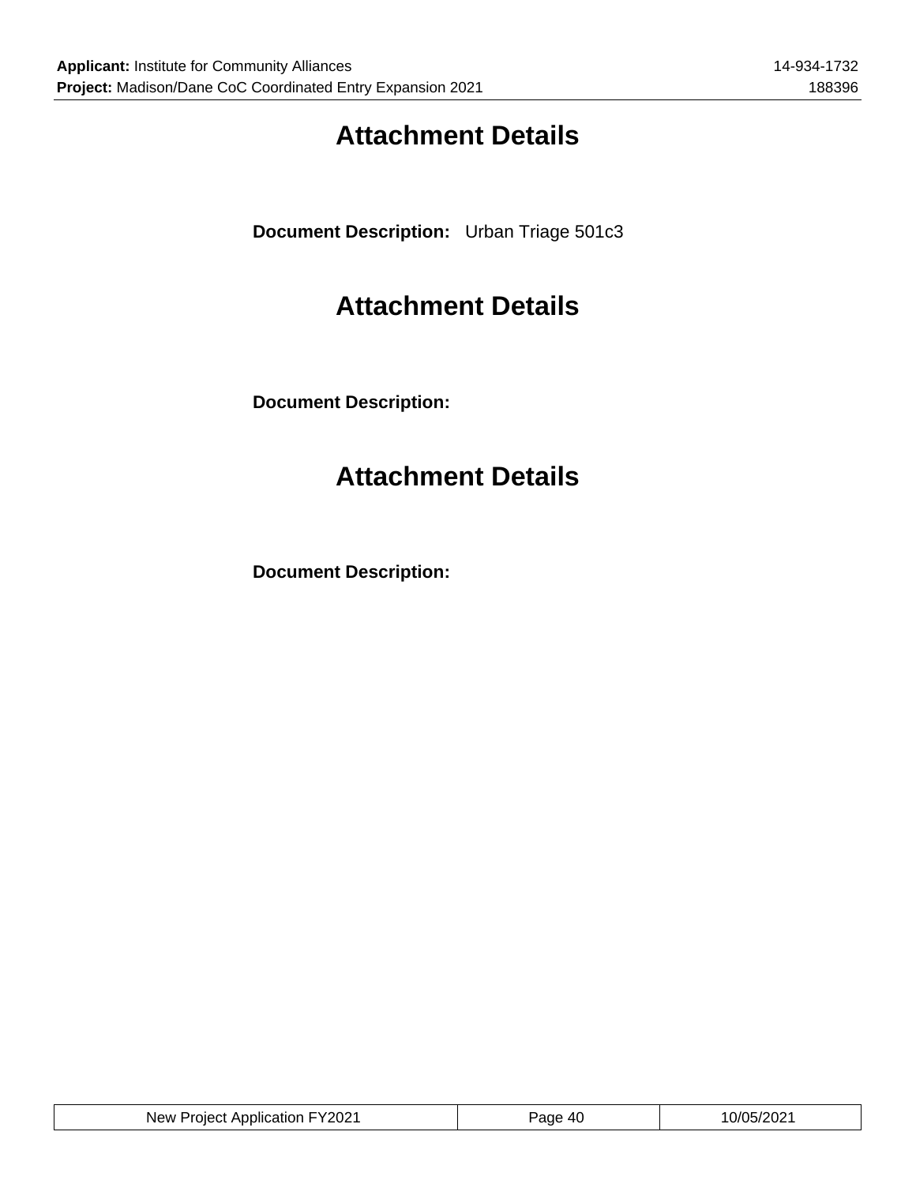# Attachment Details

**Document Description:** Urban Triage 501c3

# Attachment Details

**Document Description:**

# Attachment Details

**Document Description:**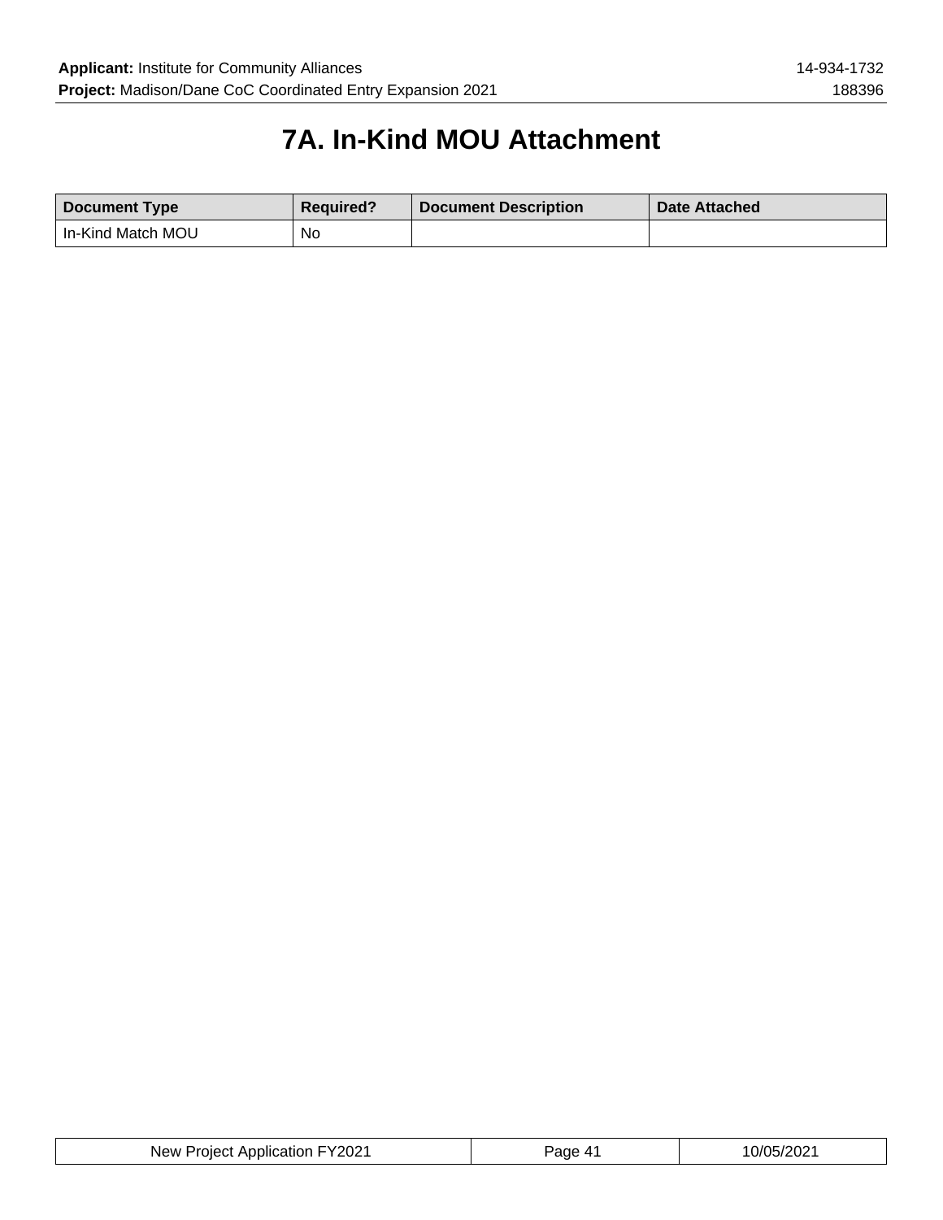# 7A. In-Kind MOU Attachment

| Document Type | Required? | Document Description | Date Attached |
|---|---|---|---|
| In-Kind Match MOU | No | | |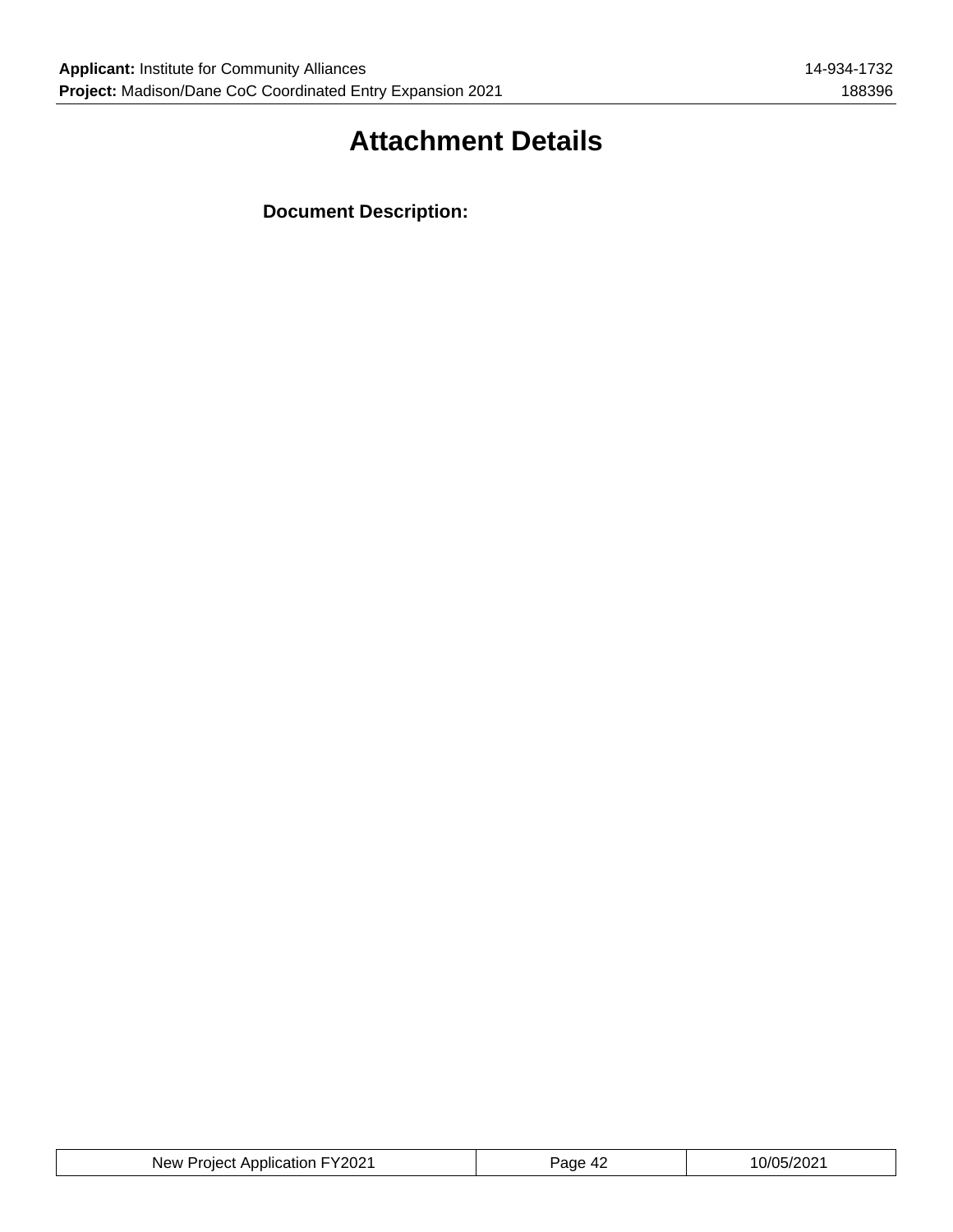# Attachment Details

**Document Description:**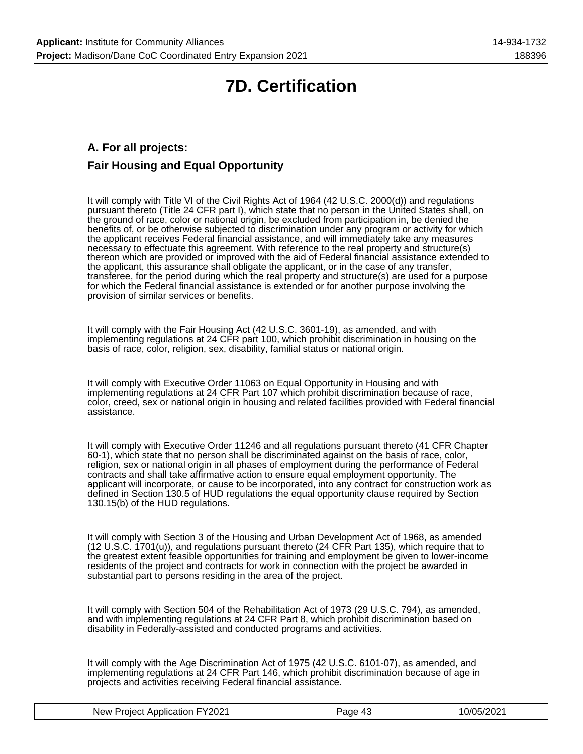# 7D. Certification

### A. For all projects:

### Fair Housing and Equal Opportunity

It will comply with Title VI of the Civil Rights Act of 1964 (42 U.S.C. 2000(d)) and regulations pursuant thereto (Title 24 CFR part I), which state that no person in the United States shall, on the ground of race, color or national origin, be excluded from participation in, be denied the benefits of, or be otherwise subjected to discrimination under any program or activity for which the applicant receives Federal financial assistance, and will immediately take any measures necessary to effectuate this agreement. With reference to the real property and structure(s) thereon which are provided or improved with the aid of Federal financial assistance extended to the applicant, this assurance shall obligate the applicant, or in the case of any transfer, transferee, for the period during which the real property and structure(s) are used for a purpose for which the Federal financial assistance is extended or for another purpose involving the provision of similar services or benefits.

It will comply with the Fair Housing Act (42 U.S.C. 3601-19), as amended, and with implementing regulations at 24 CFR part 100, which prohibit discrimination in housing on the basis of race, color, religion, sex, disability, familial status or national origin.

It will comply with Executive Order 11063 on Equal Opportunity in Housing and with implementing regulations at 24 CFR Part 107 which prohibit discrimination because of race, color, creed, sex or national origin in housing and related facilities provided with Federal financial assistance.

It will comply with Executive Order 11246 and all regulations pursuant thereto (41 CFR Chapter 60-1), which state that no person shall be discriminated against on the basis of race, color, religion, sex or national origin in all phases of employment during the performance of Federal contracts and shall take affirmative action to ensure equal employment opportunity. The applicant will incorporate, or cause to be incorporated, into any contract for construction work as defined in Section 130.5 of HUD regulations the equal opportunity clause required by Section 130.15(b) of the HUD regulations.

It will comply with Section 3 of the Housing and Urban Development Act of 1968, as amended (12 U.S.C. 1701(u)), and regulations pursuant thereto (24 CFR Part 135), which require that to the greatest extent feasible opportunities for training and employment be given to lower-income residents of the project and contracts for work in connection with the project be awarded in substantial part to persons residing in the area of the project.

It will comply with Section 504 of the Rehabilitation Act of 1973 (29 U.S.C. 794), as amended, and with implementing regulations at 24 CFR Part 8, which prohibit discrimination based on disability in Federally-assisted and conducted programs and activities.

It will comply with the Age Discrimination Act of 1975 (42 U.S.C. 6101-07), as amended, and implementing regulations at 24 CFR Part 146, which prohibit discrimination because of age in projects and activities receiving Federal financial assistance.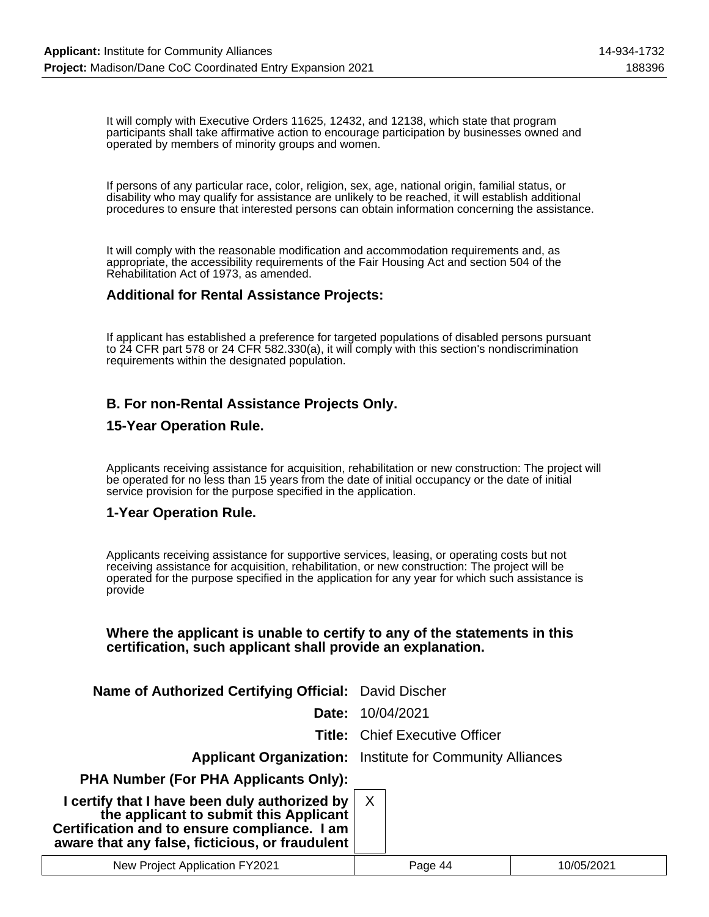It will comply with Executive Orders 11625, 12432, and 12138, which state that program participants shall take affirmative action to encourage participation by businesses owned and operated by members of minority groups and women.

If persons of any particular race, color, religion, sex, age, national origin, familial status, or disability who may qualify for assistance are unlikely to be reached, it will establish additional procedures to ensure that interested persons can obtain information concerning the assistance.

It will comply with the reasonable modification and accommodation requirements and, as appropriate, the accessibility requirements of the Fair Housing Act and section 504 of the Rehabilitation Act of 1973, as amended.

### Additional for Rental Assistance Projects:

If applicant has established a preference for targeted populations of disabled persons pursuant to 24 CFR part 578 or 24 CFR 582.330(a), it will comply with this section's nondiscrimination requirements within the designated population.

### B. For non-Rental Assistance Projects Only.

### 15-Year Operation Rule.

Applicants receiving assistance for acquisition, rehabilitation or new construction: The project will be operated for no less than 15 years from the date of initial occupancy or the date of initial service provision for the purpose specified in the application.

### 1-Year Operation Rule.

Applicants receiving assistance for supportive services, leasing, or operating costs but not receiving assistance for acquisition, rehabilitation, or new construction: The project will be operated for the purpose specified in the application for any year for which such assistance is provide

**Where the applicant is unable to certify to any of the statements in this certification, such applicant shall provide an explanation.**

| | |
|---|---|
| **Name of Authorized Certifying Official:** | David Discher |
| **Date:** | 10/04/2021 |
| **Title:** | Chief Executive Officer |
| **Applicant Organization:** | Institute for Community Alliances |
| **PHA Number (For PHA Applicants Only):** | |
| **I certify that I have been duly authorized by the applicant to submit this Applicant Certification and to ensure compliance. I am aware that any false, ficticious, or fraudulent** | X |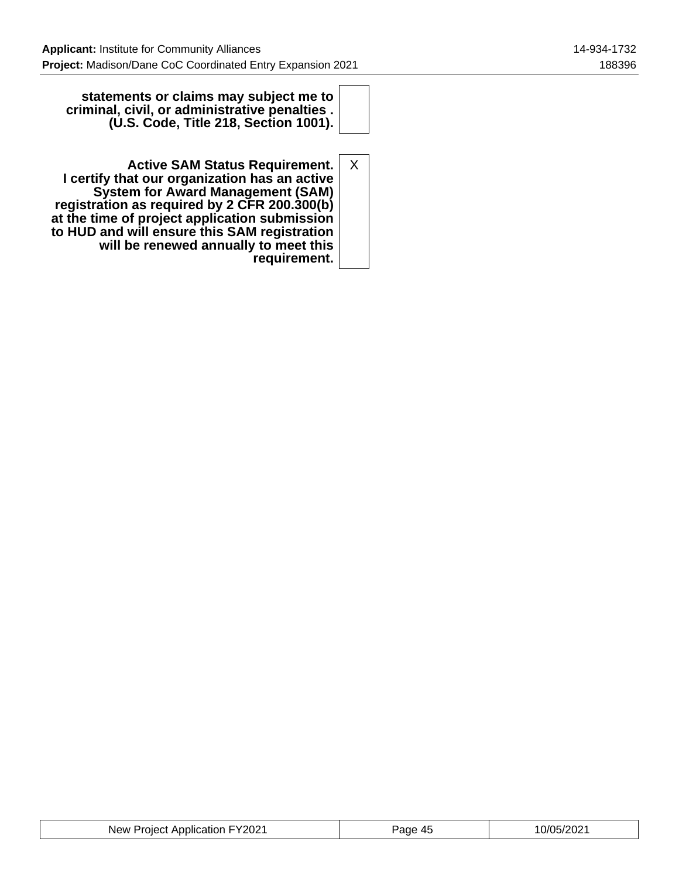| | |
|---|---|
| **statements or claims may subject me to criminal, civil, or administrative penalties . (U.S. Code, Title 218, Section 1001).** | |
| **Active SAM Status Requirement. I certify that our organization has an active System for Award Management (SAM) registration as required by 2 CFR 200.300(b) at the time of project application submission to HUD and will ensure this SAM registration will be renewed annually to meet this requirement.** | X |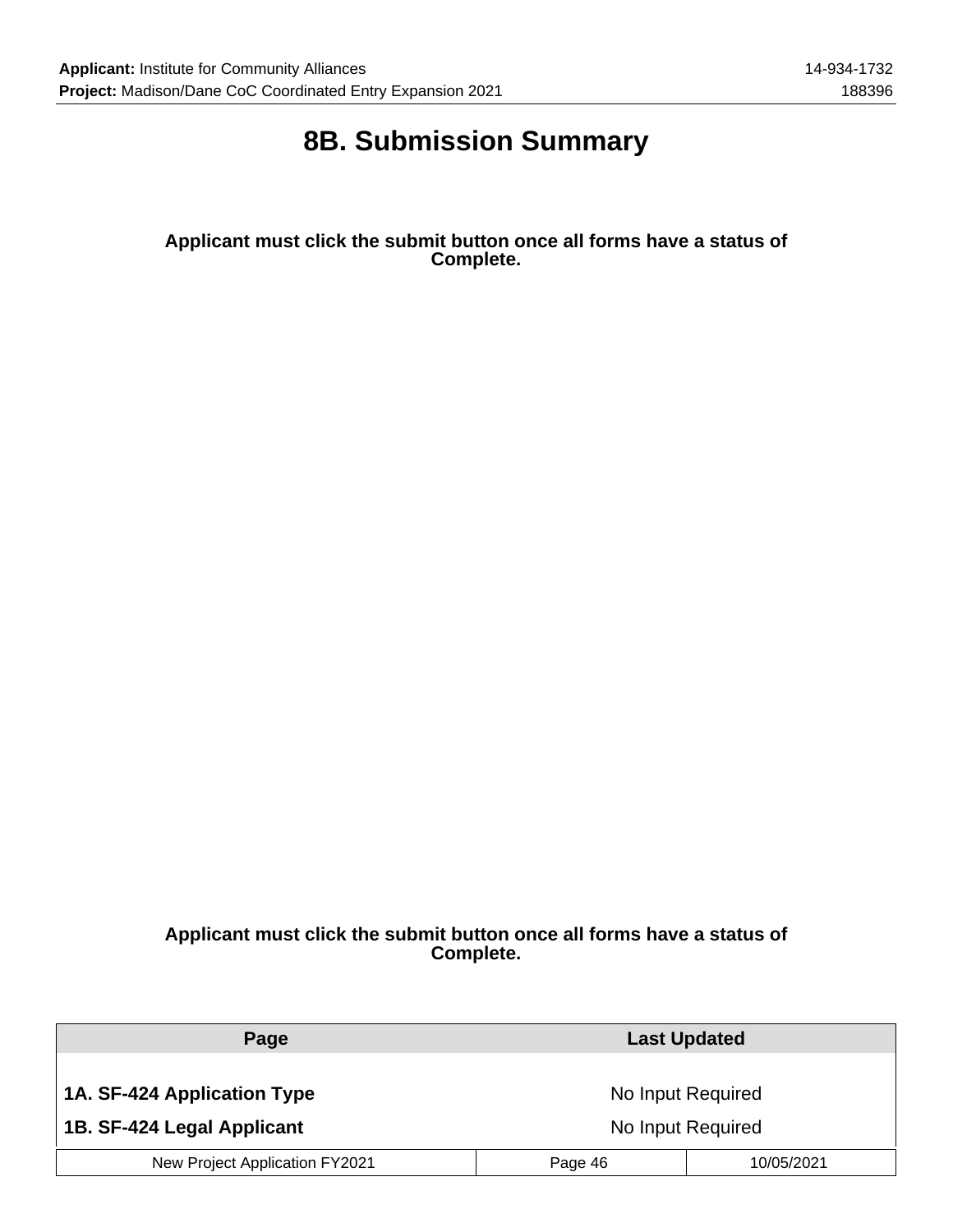# 8B. Submission Summary

**Applicant must click the submit button once all forms have a status of Complete.**

**Applicant must click the submit button once all forms have a status of Complete.**

| Page | Last Updated |
|---|---|
| **1A. SF-424 Application Type** | No Input Required |
| **1B. SF-424 Legal Applicant** | No Input Required |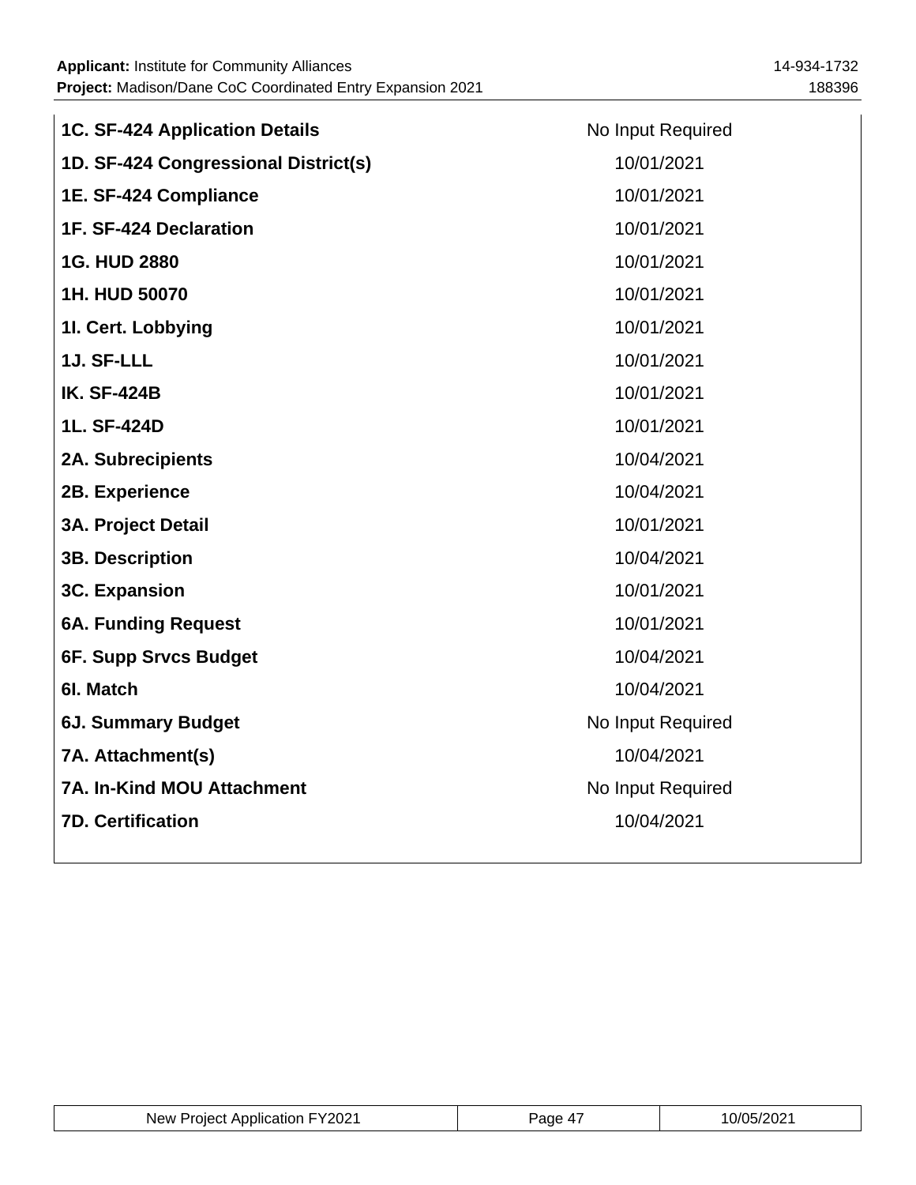| | |
|---|---|
| **1C. SF-424 Application Details** | No Input Required |
| **1D. SF-424 Congressional District(s)** | 10/01/2021 |
| **1E. SF-424 Compliance** | 10/01/2021 |
| **1F. SF-424 Declaration** | 10/01/2021 |
| **1G. HUD 2880** | 10/01/2021 |
| **1H. HUD 50070** | 10/01/2021 |
| **1I. Cert. Lobbying** | 10/01/2021 |
| **1J. SF-LLL** | 10/01/2021 |
| **IK. SF-424B** | 10/01/2021 |
| **1L. SF-424D** | 10/01/2021 |
| **2A. Subrecipients** | 10/04/2021 |
| **2B. Experience** | 10/04/2021 |
| **3A. Project Detail** | 10/01/2021 |
| **3B. Description** | 10/04/2021 |
| **3C. Expansion** | 10/01/2021 |
| **6A. Funding Request** | 10/01/2021 |
| **6F. Supp Srvcs Budget** | 10/04/2021 |
| **6I. Match** | 10/04/2021 |
| **6J. Summary Budget** | No Input Required |
| **7A. Attachment(s)** | 10/04/2021 |
| **7A. In-Kind MOU Attachment** | No Input Required |
| **7D. Certification** | 10/04/2021 |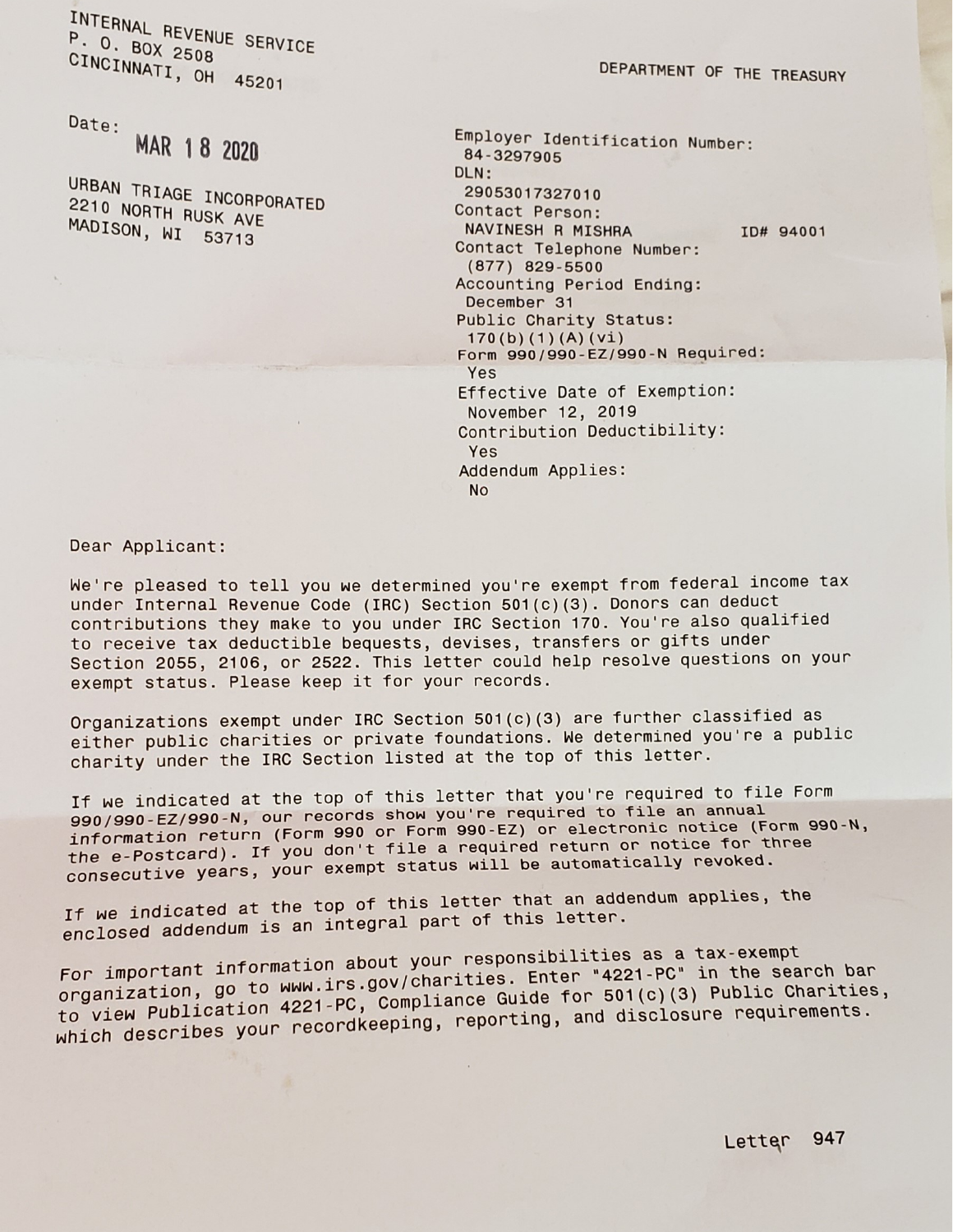INTERNAL REVENUE SERVICE
P. O. BOX 2508
CINCINNATI, OH 45201

DEPARTMENT OF THE TREASURY

Date:
MAR 18 2020

URBAN TRIAGE INCORPORATED
2210 NORTH RUSK AVE
MADISON, WI 53713

Employer Identification Number:
84-3297905
DLN:
29053017327010
Contact Person:
NAVINESH R MISHRA ID# 94001
Contact Telephone Number:
(877) 829-5500
Accounting Period Ending:
December 31
Public Charity Status:
170(b)(1)(A)(vi)
Form 990/990-EZ/990-N Required:
Yes
Effective Date of Exemption:
November 12, 2019
Contribution Deductibility:
Yes
Addendum Applies:
No

Dear Applicant:

We're pleased to tell you we determined you're exempt from federal income tax under Internal Revenue Code (IRC) Section 501(c)(3). Donors can deduct contributions they make to you under IRC Section 170. You're also qualified to receive tax deductible bequests, devises, transfers or gifts under Section 2055, 2106, or 2522. This letter could help resolve questions on your exempt status. Please keep it for your records.

Organizations exempt under IRC Section 501(c)(3) are further classified as either public charities or private foundations. We determined you're a public charity under the IRC Section listed at the top of this letter.

If we indicated at the top of this letter that you're required to file Form 990/990-EZ/990-N, our records show you're required to file an annual information return (Form 990 or Form 990-EZ) or electronic notice (Form 990-N, the e-Postcard). If you don't file a required return or notice for three consecutive years, your exempt status will be automatically revoked.

If we indicated at the top of this letter that an addendum applies, the enclosed addendum is an integral part of this letter.

For important information about your responsibilities as a tax-exempt organization, go to www.irs.gov/charities. Enter "4221-PC" in the search bar to view Publication 4221-PC, Compliance Guide for 501(c)(3) Public Charities, which describes your recordkeeping, reporting, and disclosure requirements.

Letter 947